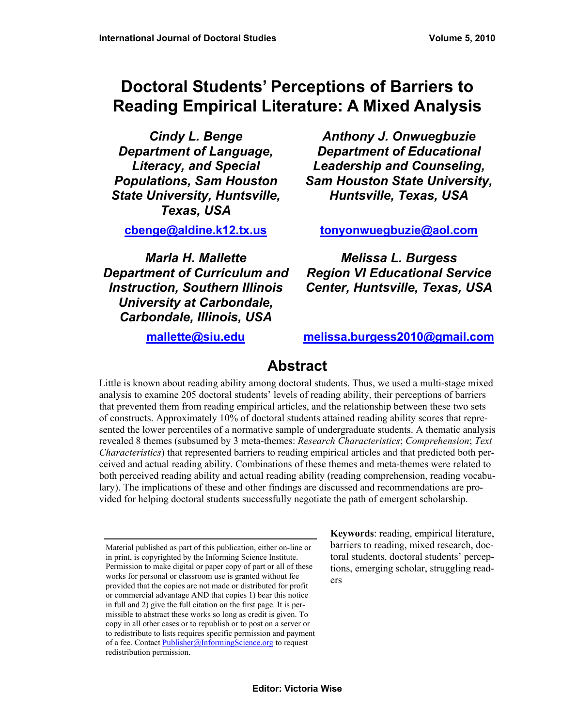# Doctoral Students' Perceptions of Barriers to Reading Empirical Literature: A Mixed Analysis

***Cindy L. Benge***
***Department of Language, Literacy, and Special Populations, Sam Houston State University, Huntsville, Texas, USA***

[cbenge@aldine.k12.tx.us](mailto:cbenge@aldine.k12.tx.us)

***Anthony J. Onwuegbuzie***
***Department of Educational Leadership and Counseling, Sam Houston State University, Huntsville, Texas, USA***

[tonyonwuegbuzie@aol.com](mailto:tonyonwuegbuzie@aol.com)

***Marla H. Mallette***
***Department of Curriculum and Instruction, Southern Illinois University at Carbondale, Carbondale, Illinois, USA***

[mallette@siu.edu](mailto:mallette@siu.edu)

***Melissa L. Burgess***
***Region VI Educational Service Center, Huntsville, Texas, USA***

[melissa.burgess2010@gmail.com](mailto:melissa.burgess2010@gmail.com)

## Abstract

Little is known about reading ability among doctoral students. Thus, we used a multi-stage mixed analysis to examine 205 doctoral students' levels of reading ability, their perceptions of barriers that prevented them from reading empirical articles, and the relationship between these two sets of constructs. Approximately 10% of doctoral students attained reading ability scores that represented the lower percentiles of a normative sample of undergraduate students. A thematic analysis revealed 8 themes (subsumed by 3 meta-themes: *Research Characteristics*; *Comprehension*; *Text Characteristics*) that represented barriers to reading empirical articles and that predicted both perceived and actual reading ability. Combinations of these themes and meta-themes were related to both perceived reading ability and actual reading ability (reading comprehension, reading vocabulary). The implications of these and other findings are discussed and recommendations are provided for helping doctoral students successfully negotiate the path of emergent scholarship.

**Keywords**: reading, empirical literature, barriers to reading, mixed research, doctoral students, doctoral students' perceptions, emerging scholar, struggling readers

Material published as part of this publication, either on-line or in print, is copyrighted by the Informing Science Institute. Permission to make digital or paper copy of part or all of these works for personal or classroom use is granted without fee provided that the copies are not made or distributed for profit or commercial advantage AND that copies 1) bear this notice in full and 2) give the full citation on the first page. It is permissible to abstract these works so long as credit is given. To copy in all other cases or to republish or to post on a server or to redistribute to lists requires specific permission and payment of a fee. Contact [Publisher@InformingScience.org](mailto:Publisher@InformingScience.org) to request redistribution permission.

**Editor: Victoria Wise**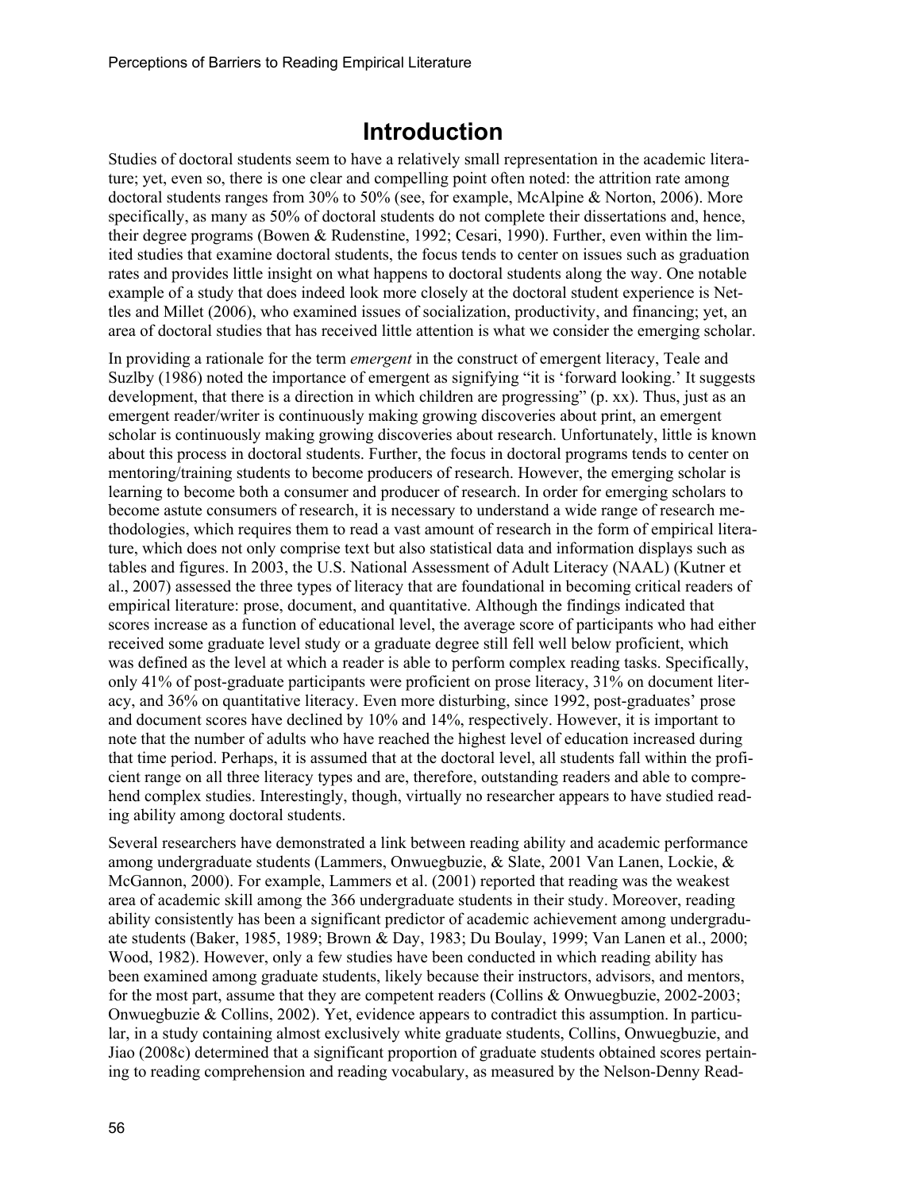# Introduction

Studies of doctoral students seem to have a relatively small representation in the academic literature; yet, even so, there is one clear and compelling point often noted: the attrition rate among doctoral students ranges from 30% to 50% (see, for example, McAlpine & Norton, 2006). More specifically, as many as 50% of doctoral students do not complete their dissertations and, hence, their degree programs (Bowen & Rudenstine, 1992; Cesari, 1990). Further, even within the limited studies that examine doctoral students, the focus tends to center on issues such as graduation rates and provides little insight on what happens to doctoral students along the way. One notable example of a study that does indeed look more closely at the doctoral student experience is Nettles and Millet (2006), who examined issues of socialization, productivity, and financing; yet, an area of doctoral studies that has received little attention is what we consider the emerging scholar.

In providing a rationale for the term *emergent* in the construct of emergent literacy, Teale and Suzlby (1986) noted the importance of emergent as signifying "it is 'forward looking.' It suggests development, that there is a direction in which children are progressing" (p. xx). Thus, just as an emergent reader/writer is continuously making growing discoveries about print, an emergent scholar is continuously making growing discoveries about research. Unfortunately, little is known about this process in doctoral students. Further, the focus in doctoral programs tends to center on mentoring/training students to become producers of research. However, the emerging scholar is learning to become both a consumer and producer of research. In order for emerging scholars to become astute consumers of research, it is necessary to understand a wide range of research methodologies, which requires them to read a vast amount of research in the form of empirical literature, which does not only comprise text but also statistical data and information displays such as tables and figures. In 2003, the U.S. National Assessment of Adult Literacy (NAAL) (Kutner et al., 2007) assessed the three types of literacy that are foundational in becoming critical readers of empirical literature: prose, document, and quantitative. Although the findings indicated that scores increase as a function of educational level, the average score of participants who had either received some graduate level study or a graduate degree still fell well below proficient, which was defined as the level at which a reader is able to perform complex reading tasks. Specifically, only 41% of post-graduate participants were proficient on prose literacy, 31% on document literacy, and 36% on quantitative literacy. Even more disturbing, since 1992, post-graduates' prose and document scores have declined by 10% and 14%, respectively. However, it is important to note that the number of adults who have reached the highest level of education increased during that time period. Perhaps, it is assumed that at the doctoral level, all students fall within the proficient range on all three literacy types and are, therefore, outstanding readers and able to comprehend complex studies. Interestingly, though, virtually no researcher appears to have studied reading ability among doctoral students.

Several researchers have demonstrated a link between reading ability and academic performance among undergraduate students (Lammers, Onwuegbuzie, & Slate, 2001 Van Lanen, Lockie, & McGannon, 2000). For example, Lammers et al. (2001) reported that reading was the weakest area of academic skill among the 366 undergraduate students in their study. Moreover, reading ability consistently has been a significant predictor of academic achievement among undergraduate students (Baker, 1985, 1989; Brown & Day, 1983; Du Boulay, 1999; Van Lanen et al., 2000; Wood, 1982). However, only a few studies have been conducted in which reading ability has been examined among graduate students, likely because their instructors, advisors, and mentors, for the most part, assume that they are competent readers (Collins & Onwuegbuzie, 2002-2003; Onwuegbuzie & Collins, 2002). Yet, evidence appears to contradict this assumption. In particular, in a study containing almost exclusively white graduate students, Collins, Onwuegbuzie, and Jiao (2008c) determined that a significant proportion of graduate students obtained scores pertaining to reading comprehension and reading vocabulary, as measured by the Nelson-Denny Read-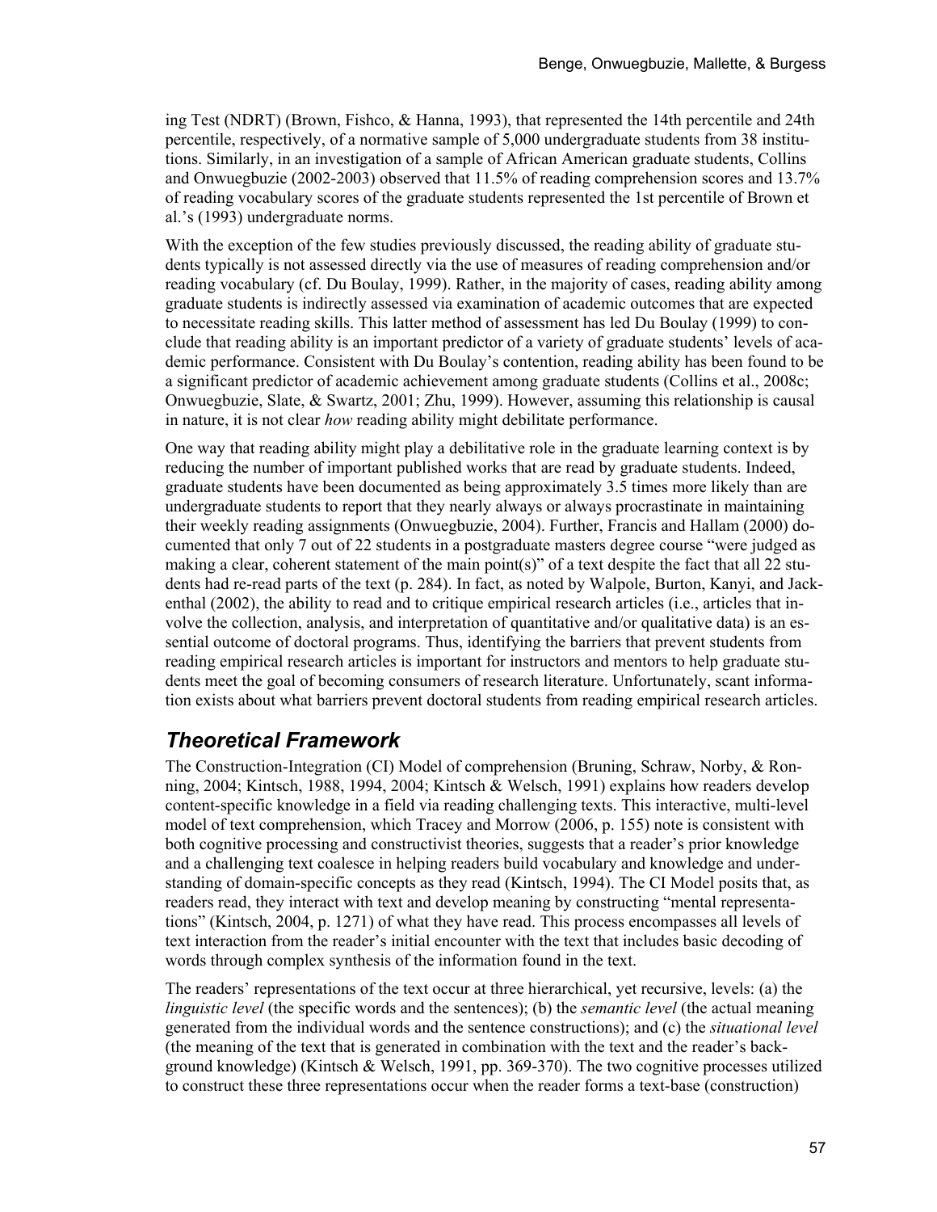ing Test (NDRT) (Brown, Fishco, & Hanna, 1993), that represented the 14th percentile and 24th percentile, respectively, of a normative sample of 5,000 undergraduate students from 38 institutions. Similarly, in an investigation of a sample of African American graduate students, Collins and Onwuegbuzie (2002-2003) observed that 11.5% of reading comprehension scores and 13.7% of reading vocabulary scores of the graduate students represented the 1st percentile of Brown et al.'s (1993) undergraduate norms.

With the exception of the few studies previously discussed, the reading ability of graduate students typically is not assessed directly via the use of measures of reading comprehension and/or reading vocabulary (cf. Du Boulay, 1999). Rather, in the majority of cases, reading ability among graduate students is indirectly assessed via examination of academic outcomes that are expected to necessitate reading skills. This latter method of assessment has led Du Boulay (1999) to conclude that reading ability is an important predictor of a variety of graduate students' levels of academic performance. Consistent with Du Boulay's contention, reading ability has been found to be a significant predictor of academic achievement among graduate students (Collins et al., 2008c; Onwuegbuzie, Slate, & Swartz, 2001; Zhu, 1999). However, assuming this relationship is causal in nature, it is not clear *how* reading ability might debilitate performance.

One way that reading ability might play a debilitative role in the graduate learning context is by reducing the number of important published works that are read by graduate students. Indeed, graduate students have been documented as being approximately 3.5 times more likely than are undergraduate students to report that they nearly always or always procrastinate in maintaining their weekly reading assignments (Onwuegbuzie, 2004). Further, Francis and Hallam (2000) documented that only 7 out of 22 students in a postgraduate masters degree course "were judged as making a clear, coherent statement of the main point(s)" of a text despite the fact that all 22 students had re-read parts of the text (p. 284). In fact, as noted by Walpole, Burton, Kanyi, and Jackenthal (2002), the ability to read and to critique empirical research articles (i.e., articles that involve the collection, analysis, and interpretation of quantitative and/or qualitative data) is an essential outcome of doctoral programs. Thus, identifying the barriers that prevent students from reading empirical research articles is important for instructors and mentors to help graduate students meet the goal of becoming consumers of research literature. Unfortunately, scant information exists about what barriers prevent doctoral students from reading empirical research articles.

## *Theoretical Framework*

The Construction-Integration (CI) Model of comprehension (Bruning, Schraw, Norby, & Ronning, 2004; Kintsch, 1988, 1994, 2004; Kintsch & Welsch, 1991) explains how readers develop content-specific knowledge in a field via reading challenging texts. This interactive, multi-level model of text comprehension, which Tracey and Morrow (2006, p. 155) note is consistent with both cognitive processing and constructivist theories, suggests that a reader's prior knowledge and a challenging text coalesce in helping readers build vocabulary and knowledge and understanding of domain-specific concepts as they read (Kintsch, 1994). The CI Model posits that, as readers read, they interact with text and develop meaning by constructing "mental representations" (Kintsch, 2004, p. 1271) of what they have read. This process encompasses all levels of text interaction from the reader's initial encounter with the text that includes basic decoding of words through complex synthesis of the information found in the text.

The readers' representations of the text occur at three hierarchical, yet recursive, levels: (a) the *linguistic level* (the specific words and the sentences); (b) the *semantic level* (the actual meaning generated from the individual words and the sentence constructions); and (c) the *situational level* (the meaning of the text that is generated in combination with the text and the reader's background knowledge) (Kintsch & Welsch, 1991, pp. 369-370). The two cognitive processes utilized to construct these three representations occur when the reader forms a text-base (construction)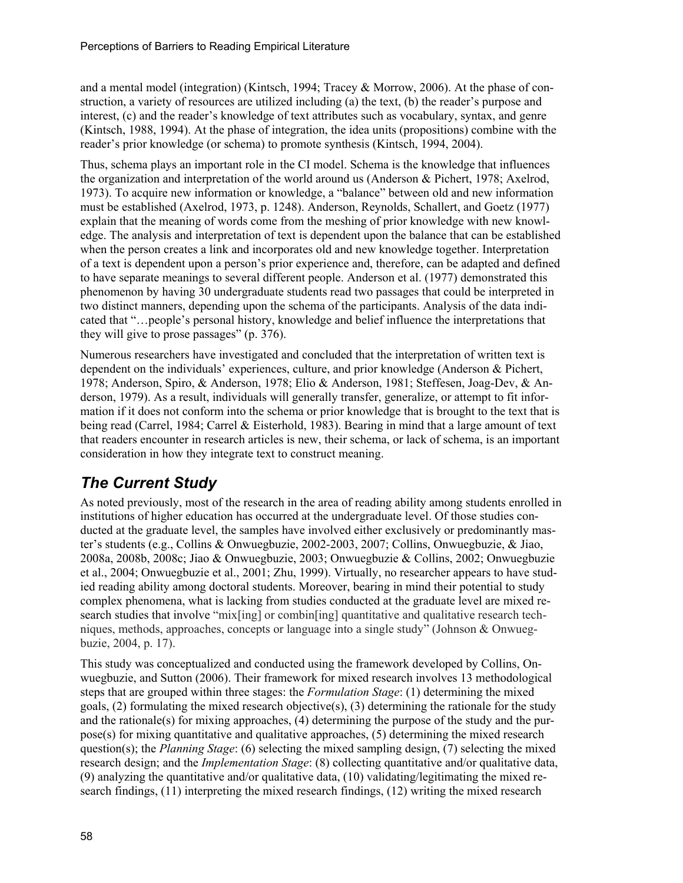and a mental model (integration) (Kintsch, 1994; Tracey & Morrow, 2006). At the phase of construction, a variety of resources are utilized including (a) the text, (b) the reader's purpose and interest, (c) and the reader's knowledge of text attributes such as vocabulary, syntax, and genre (Kintsch, 1988, 1994). At the phase of integration, the idea units (propositions) combine with the reader's prior knowledge (or schema) to promote synthesis (Kintsch, 1994, 2004).

Thus, schema plays an important role in the CI model. Schema is the knowledge that influences the organization and interpretation of the world around us (Anderson & Pichert, 1978; Axelrod, 1973). To acquire new information or knowledge, a "balance" between old and new information must be established (Axelrod, 1973, p. 1248). Anderson, Reynolds, Schallert, and Goetz (1977) explain that the meaning of words come from the meshing of prior knowledge with new knowledge. The analysis and interpretation of text is dependent upon the balance that can be established when the person creates a link and incorporates old and new knowledge together. Interpretation of a text is dependent upon a person's prior experience and, therefore, can be adapted and defined to have separate meanings to several different people. Anderson et al. (1977) demonstrated this phenomenon by having 30 undergraduate students read two passages that could be interpreted in two distinct manners, depending upon the schema of the participants. Analysis of the data indicated that "…people's personal history, knowledge and belief influence the interpretations that they will give to prose passages" (p. 376).

Numerous researchers have investigated and concluded that the interpretation of written text is dependent on the individuals' experiences, culture, and prior knowledge (Anderson & Pichert, 1978; Anderson, Spiro, & Anderson, 1978; Elio & Anderson, 1981; Steffesen, Joag-Dev, & Anderson, 1979). As a result, individuals will generally transfer, generalize, or attempt to fit information if it does not conform into the schema or prior knowledge that is brought to the text that is being read (Carrel, 1984; Carrel & Eisterhold, 1983). Bearing in mind that a large amount of text that readers encounter in research articles is new, their schema, or lack of schema, is an important consideration in how they integrate text to construct meaning.

## *The Current Study*

As noted previously, most of the research in the area of reading ability among students enrolled in institutions of higher education has occurred at the undergraduate level. Of those studies conducted at the graduate level, the samples have involved either exclusively or predominantly master's students (e.g., Collins & Onwuegbuzie, 2002-2003, 2007; Collins, Onwuegbuzie, & Jiao, 2008a, 2008b, 2008c; Jiao & Onwuegbuzie, 2003; Onwuegbuzie & Collins, 2002; Onwuegbuzie et al., 2004; Onwuegbuzie et al., 2001; Zhu, 1999). Virtually, no researcher appears to have studied reading ability among doctoral students. Moreover, bearing in mind their potential to study complex phenomena, what is lacking from studies conducted at the graduate level are mixed research studies that involve "mix[ing] or combin[ing] quantitative and qualitative research techniques, methods, approaches, concepts or language into a single study" (Johnson & Onwuegbuzie, 2004, p. 17).

This study was conceptualized and conducted using the framework developed by Collins, Onwuegbuzie, and Sutton (2006). Their framework for mixed research involves 13 methodological steps that are grouped within three stages: the *Formulation Stage*: (1) determining the mixed goals, (2) formulating the mixed research objective(s), (3) determining the rationale for the study and the rationale(s) for mixing approaches, (4) determining the purpose of the study and the purpose(s) for mixing quantitative and qualitative approaches, (5) determining the mixed research question(s); the *Planning Stage*: (6) selecting the mixed sampling design, (7) selecting the mixed research design; and the *Implementation Stage*: (8) collecting quantitative and/or qualitative data, (9) analyzing the quantitative and/or qualitative data, (10) validating/legitimating the mixed research findings, (11) interpreting the mixed research findings, (12) writing the mixed research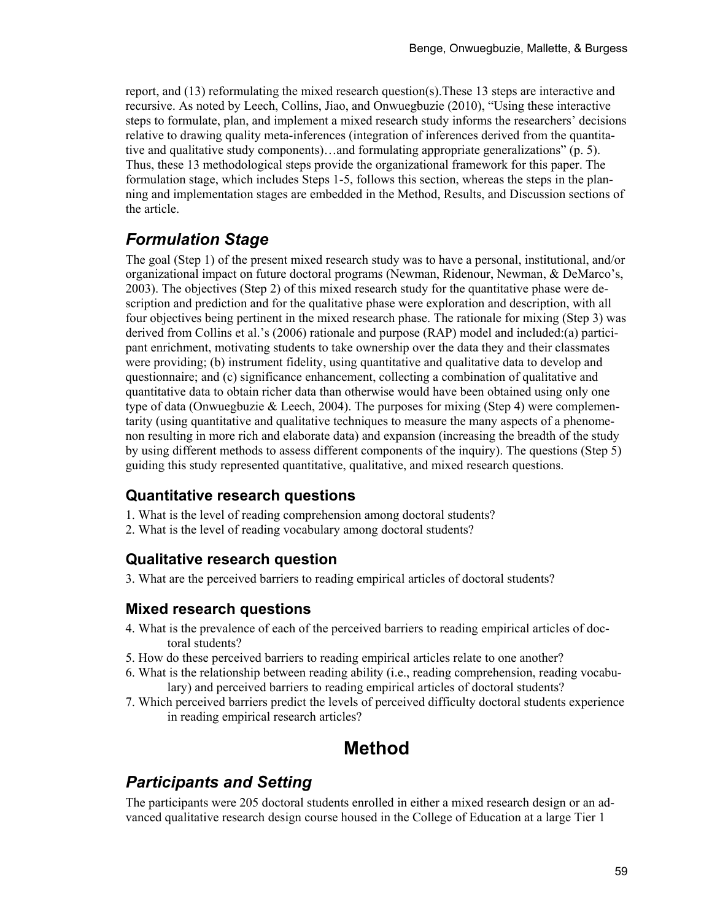report, and (13) reformulating the mixed research question(s).These 13 steps are interactive and recursive. As noted by Leech, Collins, Jiao, and Onwuegbuzie (2010), "Using these interactive steps to formulate, plan, and implement a mixed research study informs the researchers' decisions relative to drawing quality meta-inferences (integration of inferences derived from the quantitative and qualitative study components)…and formulating appropriate generalizations" (p. 5). Thus, these 13 methodological steps provide the organizational framework for this paper. The formulation stage, which includes Steps 1-5, follows this section, whereas the steps in the planning and implementation stages are embedded in the Method, Results, and Discussion sections of the article.

## *Formulation Stage*

The goal (Step 1) of the present mixed research study was to have a personal, institutional, and/or organizational impact on future doctoral programs (Newman, Ridenour, Newman, & DeMarco's, 2003). The objectives (Step 2) of this mixed research study for the quantitative phase were description and prediction and for the qualitative phase were exploration and description, with all four objectives being pertinent in the mixed research phase. The rationale for mixing (Step 3) was derived from Collins et al.'s (2006) rationale and purpose (RAP) model and included:(a) participant enrichment, motivating students to take ownership over the data they and their classmates were providing; (b) instrument fidelity, using quantitative and qualitative data to develop and questionnaire; and (c) significance enhancement, collecting a combination of qualitative and quantitative data to obtain richer data than otherwise would have been obtained using only one type of data (Onwuegbuzie & Leech, 2004). The purposes for mixing (Step 4) were complementarity (using quantitative and qualitative techniques to measure the many aspects of a phenomenon resulting in more rich and elaborate data) and expansion (increasing the breadth of the study by using different methods to assess different components of the inquiry). The questions (Step 5) guiding this study represented quantitative, qualitative, and mixed research questions.

### Quantitative research questions

1. What is the level of reading comprehension among doctoral students?
2. What is the level of reading vocabulary among doctoral students?

### Qualitative research question

3. What are the perceived barriers to reading empirical articles of doctoral students?

### Mixed research questions

4. What is the prevalence of each of the perceived barriers to reading empirical articles of doctoral students?
5. How do these perceived barriers to reading empirical articles relate to one another?
6. What is the relationship between reading ability (i.e., reading comprehension, reading vocabulary) and perceived barriers to reading empirical articles of doctoral students?
7. Which perceived barriers predict the levels of perceived difficulty doctoral students experience in reading empirical research articles?

# Method

## *Participants and Setting*

The participants were 205 doctoral students enrolled in either a mixed research design or an advanced qualitative research design course housed in the College of Education at a large Tier 1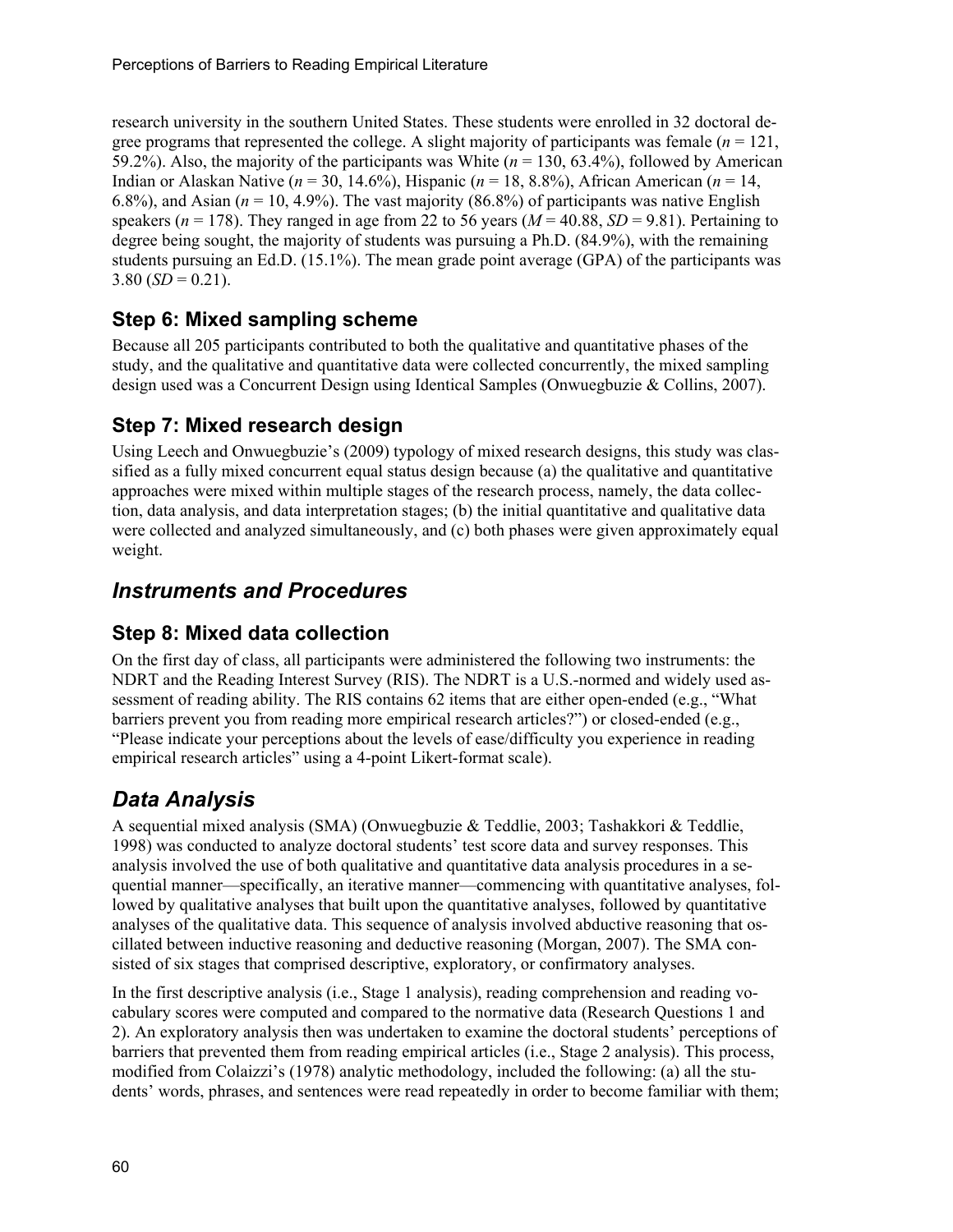research university in the southern United States. These students were enrolled in 32 doctoral degree programs that represented the college. A slight majority of participants was female ($n$ = 121, 59.2%). Also, the majority of the participants was White ($n$ = 130, 63.4%), followed by American Indian or Alaskan Native ($n$ = 30, 14.6%), Hispanic ($n$ = 18, 8.8%), African American ($n$ = 14, 6.8%), and Asian ($n$ = 10, 4.9%). The vast majority (86.8%) of participants was native English speakers ($n$ = 178). They ranged in age from 22 to 56 years ($M$ = 40.88, $SD$ = 9.81). Pertaining to degree being sought, the majority of students was pursuing a Ph.D. (84.9%), with the remaining students pursuing an Ed.D. (15.1%). The mean grade point average (GPA) of the participants was 3.80 ($SD$ = 0.21).

### Step 6: Mixed sampling scheme

Because all 205 participants contributed to both the qualitative and quantitative phases of the study, and the qualitative and quantitative data were collected concurrently, the mixed sampling design used was a Concurrent Design using Identical Samples (Onwuegbuzie & Collins, 2007).

### Step 7: Mixed research design

Using Leech and Onwuegbuzie's (2009) typology of mixed research designs, this study was classified as a fully mixed concurrent equal status design because (a) the qualitative and quantitative approaches were mixed within multiple stages of the research process, namely, the data collection, data analysis, and data interpretation stages; (b) the initial quantitative and qualitative data were collected and analyzed simultaneously, and (c) both phases were given approximately equal weight.

## *Instruments and Procedures*

### Step 8: Mixed data collection

On the first day of class, all participants were administered the following two instruments: the NDRT and the Reading Interest Survey (RIS). The NDRT is a U.S.-normed and widely used assessment of reading ability. The RIS contains 62 items that are either open-ended (e.g., "What barriers prevent you from reading more empirical research articles?") or closed-ended (e.g., "Please indicate your perceptions about the levels of ease/difficulty you experience in reading empirical research articles" using a 4-point Likert-format scale).

## *Data Analysis*

A sequential mixed analysis (SMA) (Onwuegbuzie & Teddlie, 2003; Tashakkori & Teddlie, 1998) was conducted to analyze doctoral students' test score data and survey responses. This analysis involved the use of both qualitative and quantitative data analysis procedures in a sequential manner—specifically, an iterative manner—commencing with quantitative analyses, followed by qualitative analyses that built upon the quantitative analyses, followed by quantitative analyses of the qualitative data. This sequence of analysis involved abductive reasoning that oscillated between inductive reasoning and deductive reasoning (Morgan, 2007). The SMA consisted of six stages that comprised descriptive, exploratory, or confirmatory analyses.

In the first descriptive analysis (i.e., Stage 1 analysis), reading comprehension and reading vocabulary scores were computed and compared to the normative data (Research Questions 1 and 2). An exploratory analysis then was undertaken to examine the doctoral students' perceptions of barriers that prevented them from reading empirical articles (i.e., Stage 2 analysis). This process, modified from Colaizzi's (1978) analytic methodology, included the following: (a) all the students' words, phrases, and sentences were read repeatedly in order to become familiar with them;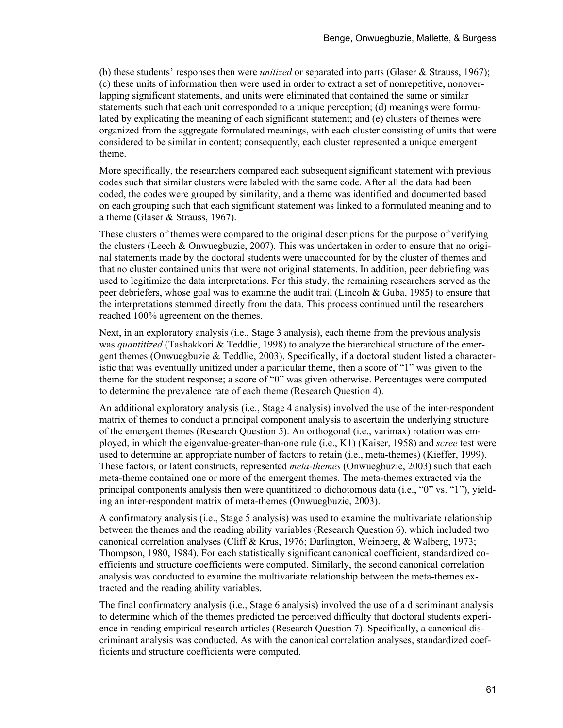(b) these students' responses then were *unitized* or separated into parts (Glaser & Strauss, 1967); (c) these units of information then were used in order to extract a set of nonrepetitive, nonoverlapping significant statements, and units were eliminated that contained the same or similar statements such that each unit corresponded to a unique perception; (d) meanings were formulated by explicating the meaning of each significant statement; and (e) clusters of themes were organized from the aggregate formulated meanings, with each cluster consisting of units that were considered to be similar in content; consequently, each cluster represented a unique emergent theme.

More specifically, the researchers compared each subsequent significant statement with previous codes such that similar clusters were labeled with the same code. After all the data had been coded, the codes were grouped by similarity, and a theme was identified and documented based on each grouping such that each significant statement was linked to a formulated meaning and to a theme (Glaser & Strauss, 1967).

These clusters of themes were compared to the original descriptions for the purpose of verifying the clusters (Leech & Onwuegbuzie, 2007). This was undertaken in order to ensure that no original statements made by the doctoral students were unaccounted for by the cluster of themes and that no cluster contained units that were not original statements. In addition, peer debriefing was used to legitimize the data interpretations. For this study, the remaining researchers served as the peer debriefers, whose goal was to examine the audit trail (Lincoln & Guba, 1985) to ensure that the interpretations stemmed directly from the data. This process continued until the researchers reached 100% agreement on the themes.

Next, in an exploratory analysis (i.e., Stage 3 analysis), each theme from the previous analysis was *quantitized* (Tashakkori & Teddlie, 1998) to analyze the hierarchical structure of the emergent themes (Onwuegbuzie & Teddlie, 2003). Specifically, if a doctoral student listed a characteristic that was eventually unitized under a particular theme, then a score of "1" was given to the theme for the student response; a score of "0" was given otherwise. Percentages were computed to determine the prevalence rate of each theme (Research Question 4).

An additional exploratory analysis (i.e., Stage 4 analysis) involved the use of the inter-respondent matrix of themes to conduct a principal component analysis to ascertain the underlying structure of the emergent themes (Research Question 5). An orthogonal (i.e., varimax) rotation was employed, in which the eigenvalue-greater-than-one rule (i.e., K1) (Kaiser, 1958) and *scree* test were used to determine an appropriate number of factors to retain (i.e., meta-themes) (Kieffer, 1999). These factors, or latent constructs, represented *meta-themes* (Onwuegbuzie, 2003) such that each meta-theme contained one or more of the emergent themes. The meta-themes extracted via the principal components analysis then were quantitized to dichotomous data (i.e., "0" vs. "1"), yielding an inter-respondent matrix of meta-themes (Onwuegbuzie, 2003).

A confirmatory analysis (i.e., Stage 5 analysis) was used to examine the multivariate relationship between the themes and the reading ability variables (Research Question 6), which included two canonical correlation analyses (Cliff & Krus, 1976; Darlington, Weinberg, & Walberg, 1973; Thompson, 1980, 1984). For each statistically significant canonical coefficient, standardized coefficients and structure coefficients were computed. Similarly, the second canonical correlation analysis was conducted to examine the multivariate relationship between the meta-themes extracted and the reading ability variables.

The final confirmatory analysis (i.e., Stage 6 analysis) involved the use of a discriminant analysis to determine which of the themes predicted the perceived difficulty that doctoral students experience in reading empirical research articles (Research Question 7). Specifically, a canonical discriminant analysis was conducted. As with the canonical correlation analyses, standardized coefficients and structure coefficients were computed.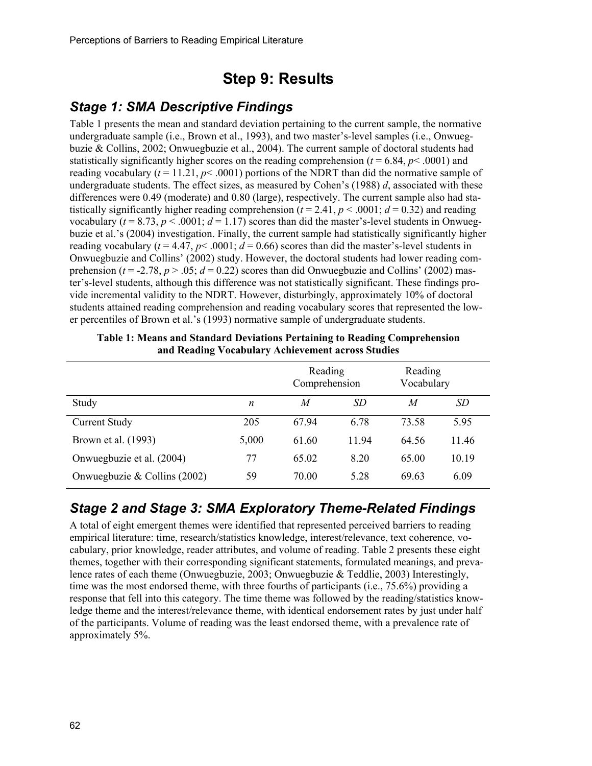# Step 9: Results

## Stage 1: SMA Descriptive Findings

Table 1 presents the mean and standard deviation pertaining to the current sample, the normative undergraduate sample (i.e., Brown et al., 1993), and two master's-level samples (i.e., Onwuegbuzie & Collins, 2002; Onwuegbuzie et al., 2004). The current sample of doctoral students had statistically significantly higher scores on the reading comprehension ($t = 6.84$, $p < .0001$) and reading vocabulary ($t = 11.21$, $p < .0001$) portions of the NDRT than did the normative sample of undergraduate students. The effect sizes, as measured by Cohen's (1988) $d$, associated with these differences were 0.49 (moderate) and 0.80 (large), respectively. The current sample also had statistically significantly higher reading comprehension ($t = 2.41$, $p < .0001$; $d = 0.32$) and reading vocabulary ($t = 8.73$, $p < .0001$; $d = 1.17$) scores than did the master's-level students in Onwuegbuzie et al.'s (2004) investigation. Finally, the current sample had statistically significantly higher reading vocabulary ($t = 4.47$, $p < .0001$; $d = 0.66$) scores than did the master's-level students in Onwuegbuzie and Collins' (2002) study. However, the doctoral students had lower reading comprehension ($t = -2.78$, $p > .05$; $d = 0.22$) scores than did Onwuegbuzie and Collins' (2002) master's-level students, although this difference was not statistically significant. These findings provide incremental validity to the NDRT. However, disturbingly, approximately 10% of doctoral students attained reading comprehension and reading vocabulary scores that represented the lower percentiles of Brown et al.'s (1993) normative sample of undergraduate students.

**Table 1: Means and Standard Deviations Pertaining to Reading Comprehension and Reading Vocabulary Achievement across Studies**

| | | Reading Comprehension | | Reading Vocabulary | |
|---|---|---|---|---|---|
| Study | *n* | *M* | *SD* | *M* | *SD* |
| Current Study | 205 | 67.94 | 6.78 | 73.58 | 5.95 |
| Brown et al. (1993) | 5,000 | 61.60 | 11.94 | 64.56 | 11.46 |
| Onwuegbuzie et al. (2004) | 77 | 65.02 | 8.20 | 65.00 | 10.19 |
| Onwuegbuzie & Collins (2002) | 59 | 70.00 | 5.28 | 69.63 | 6.09 |

## Stage 2 and Stage 3: SMA Exploratory Theme-Related Findings

A total of eight emergent themes were identified that represented perceived barriers to reading empirical literature: time, research/statistics knowledge, interest/relevance, text coherence, vocabulary, prior knowledge, reader attributes, and volume of reading. Table 2 presents these eight themes, together with their corresponding significant statements, formulated meanings, and prevalence rates of each theme (Onwuegbuzie, 2003; Onwuegbuzie & Teddlie, 2003) Interestingly, time was the most endorsed theme, with three fourths of participants (i.e., 75.6%) providing a response that fell into this category. The time theme was followed by the reading/statistics knowledge theme and the interest/relevance theme, with identical endorsement rates by just under half of the participants. Volume of reading was the least endorsed theme, with a prevalence rate of approximately 5%.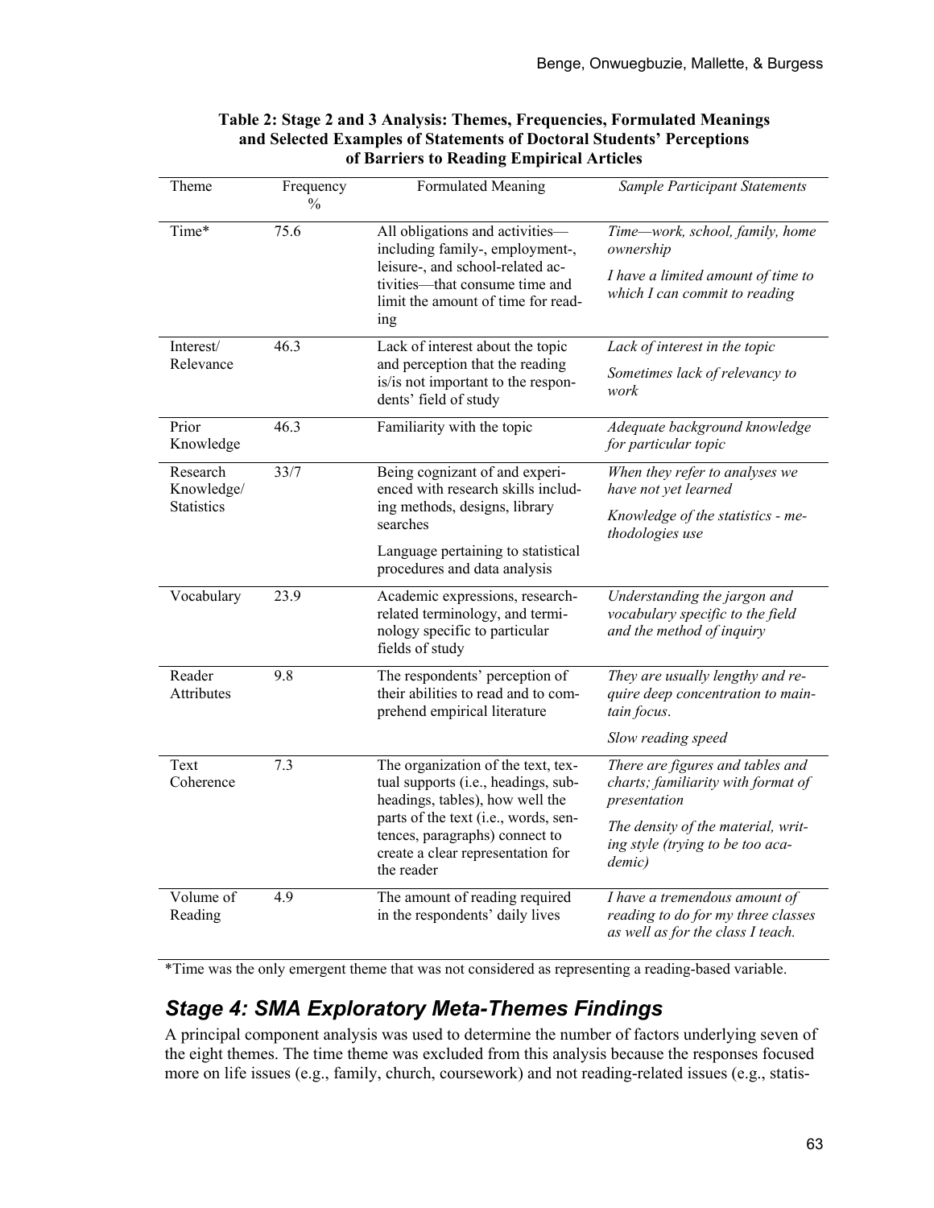**Table 2: Stage 2 and 3 Analysis: Themes, Frequencies, Formulated Meanings and Selected Examples of Statements of Doctoral Students' Perceptions of Barriers to Reading Empirical Articles**

| Theme | Frequency % | Formulated Meaning | *Sample Participant Statements* |
|---|---|---|---|
| Time* | 75.6 | All obligations and activities—including family-, employment-, leisure-, and school-related activities—that consume time and limit the amount of time for reading | *Time—work, school, family, home ownership*<br>*I have a limited amount of time to which I can commit to reading* |
| Interest/ Relevance | 46.3 | Lack of interest about the topic and perception that the reading is/is not important to the respondents' field of study | *Lack of interest in the topic*<br>*Sometimes lack of relevancy to work* |
| Prior Knowledge | 46.3 | Familiarity with the topic | *Adequate background knowledge for particular topic* |
| Research Knowledge/ Statistics | 33/7 | Being cognizant of and experienced with research skills including methods, designs, library searches<br>Language pertaining to statistical procedures and data analysis | *When they refer to analyses we have not yet learned*<br>*Knowledge of the statistics - methodologies use* |
| Vocabulary | 23.9 | Academic expressions, research-related terminology, and terminology specific to particular fields of study | *Understanding the jargon and vocabulary specific to the field and the method of inquiry* |
| Reader Attributes | 9.8 | The respondents' perception of their abilities to read and to comprehend empirical literature | *They are usually lengthy and require deep concentration to maintain focus.*<br>*Slow reading speed* |
| Text Coherence | 7.3 | The organization of the text, textual supports (i.e., headings, subheadings, tables), how well the parts of the text (i.e., words, sentences, paragraphs) connect to create a clear representation for the reader | *There are figures and tables and charts; familiarity with format of presentation*<br>*The density of the material, writing style (trying to be too academic)* |
| Volume of Reading | 4.9 | The amount of reading required in the respondents' daily lives | *I have a tremendous amount of reading to do for my three classes as well as for the class I teach.* |

*Time was the only emergent theme that was not considered as representing a reading-based variable.

## *Stage 4: SMA Exploratory Meta-Themes Findings*

A principal component analysis was used to determine the number of factors underlying seven of the eight themes. The time theme was excluded from this analysis because the responses focused more on life issues (e.g., family, church, coursework) and not reading-related issues (e.g., statis-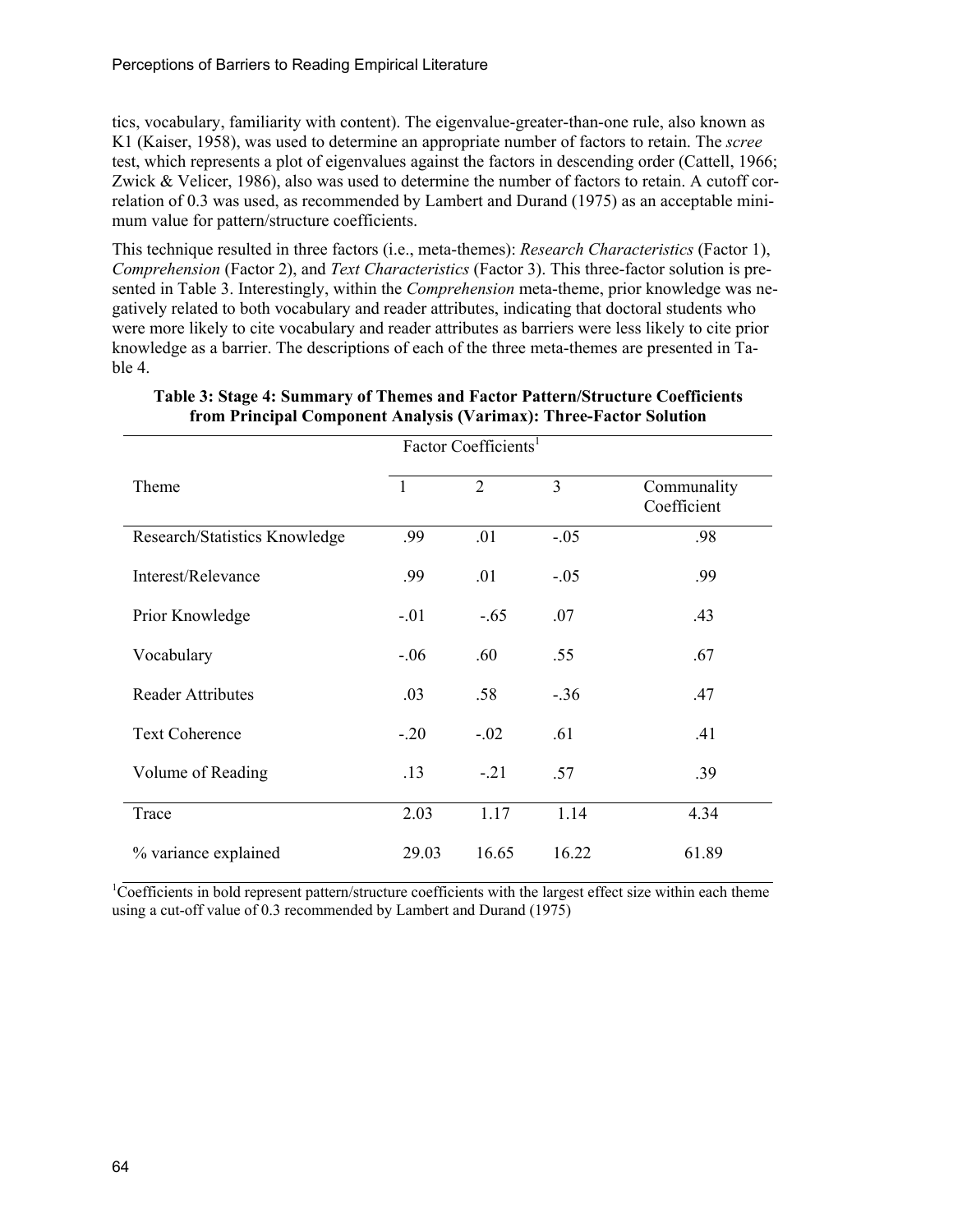tics, vocabulary, familiarity with content). The eigenvalue-greater-than-one rule, also known as K1 (Kaiser, 1958), was used to determine an appropriate number of factors to retain. The *scree* test, which represents a plot of eigenvalues against the factors in descending order (Cattell, 1966; Zwick & Velicer, 1986), also was used to determine the number of factors to retain. A cutoff correlation of 0.3 was used, as recommended by Lambert and Durand (1975) as an acceptable minimum value for pattern/structure coefficients.

This technique resulted in three factors (i.e., meta-themes): *Research Characteristics* (Factor 1), *Comprehension* (Factor 2), and *Text Characteristics* (Factor 3). This three-factor solution is presented in Table 3. Interestingly, within the *Comprehension* meta-theme, prior knowledge was negatively related to both vocabulary and reader attributes, indicating that doctoral students who were more likely to cite vocabulary and reader attributes as barriers were less likely to cite prior knowledge as a barrier. The descriptions of each of the three meta-themes are presented in Table 4.

**Table 3: Stage 4: Summary of Themes and Factor Pattern/Structure Coefficients from Principal Component Analysis (Varimax): Three-Factor Solution**

| | Factor Coefficients[1] | | | |
|---|---|---|---|---|
| Theme | 1 | 2 | 3 | Communality Coefficient |
| Research/Statistics Knowledge | .99 | .01 | -.05 | .98 |
| Interest/Relevance | .99 | .01 | -.05 | .99 |
| Prior Knowledge | -.01 | -.65 | .07 | .43 |
| Vocabulary | -.06 | .60 | .55 | .67 |
| Reader Attributes | .03 | .58 | -.36 | .47 |
| Text Coherence | -.20 | -.02 | .61 | .41 |
| Volume of Reading | .13 | -.21 | .57 | .39 |
| Trace | 2.03 | 1.17 | 1.14 | 4.34 |
| % variance explained | 29.03 | 16.65 | 16.22 | 61.89 |

[1]Coefficients in bold represent pattern/structure coefficients with the largest effect size within each theme using a cut-off value of 0.3 recommended by Lambert and Durand (1975)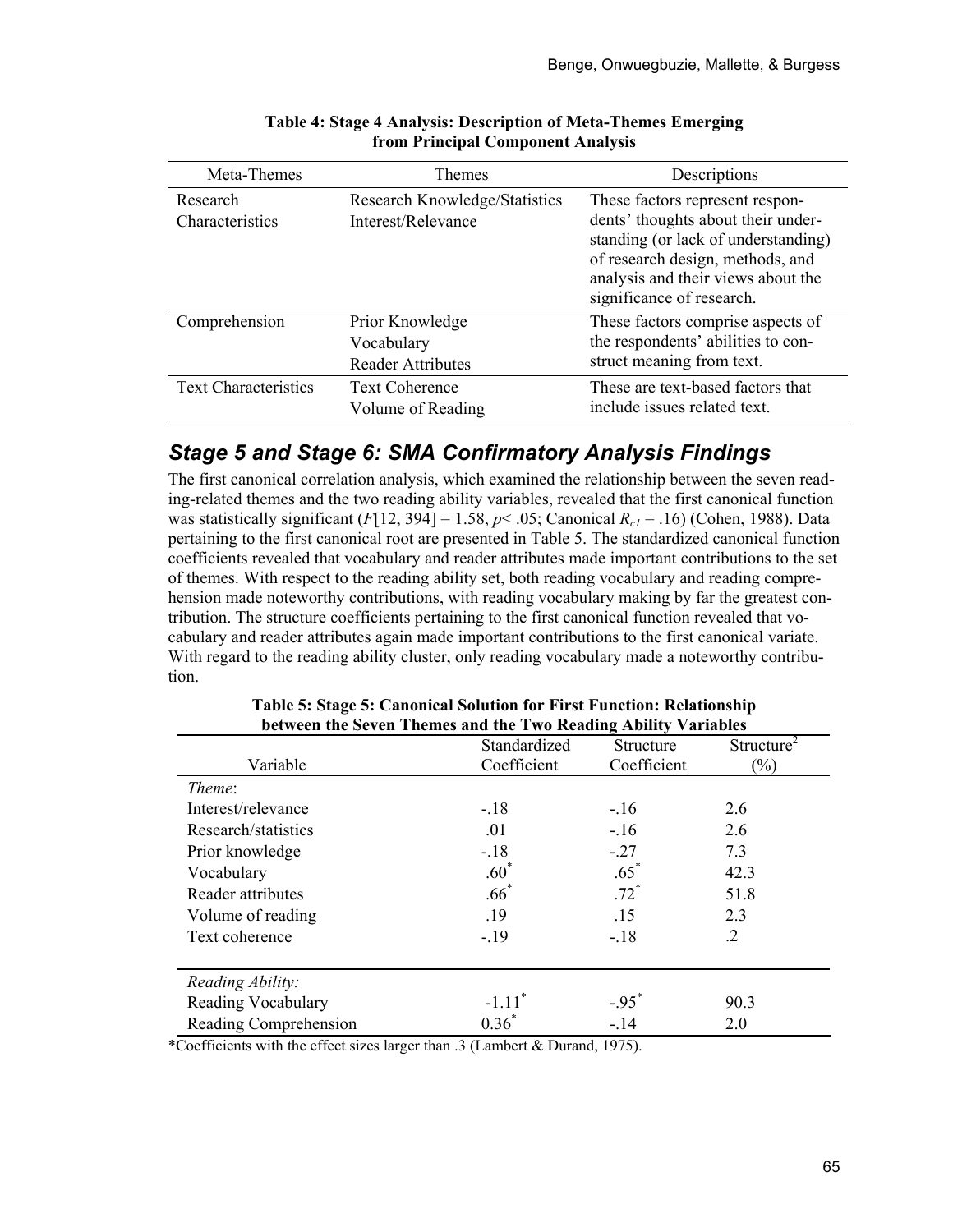**Table 4: Stage 4 Analysis: Description of Meta-Themes Emerging from Principal Component Analysis**

| Meta-Themes | Themes | Descriptions |
|---|---|---|
| Research Characteristics | Research Knowledge/Statistics<br>Interest/Relevance | These factors represent respondents' thoughts about their understanding (or lack of understanding) of research design, methods, and analysis and their views about the significance of research. |
| Comprehension | Prior Knowledge<br>Vocabulary<br>Reader Attributes | These factors comprise aspects of the respondents' abilities to construct meaning from text. |
| Text Characteristics | Text Coherence<br>Volume of Reading | These are text-based factors that include issues related text. |

## *Stage 5 and Stage 6: SMA Confirmatory Analysis Findings*

The first canonical correlation analysis, which examined the relationship between the seven reading-related themes and the two reading ability variables, revealed that the first canonical function was statistically significant ($F[12, 394] = 1.58$, $p < .05$; Canonical $R_{c1} = .16$) (Cohen, 1988). Data pertaining to the first canonical root are presented in Table 5. The standardized canonical function coefficients revealed that vocabulary and reader attributes made important contributions to the set of themes. With respect to the reading ability set, both reading vocabulary and reading comprehension made noteworthy contributions, with reading vocabulary making by far the greatest contribution. The structure coefficients pertaining to the first canonical function revealed that vocabulary and reader attributes again made important contributions to the first canonical variate. With regard to the reading ability cluster, only reading vocabulary made a noteworthy contribution.

**Table 5: Stage 5: Canonical Solution for First Function: Relationship between the Seven Themes and the Two Reading Ability Variables**

| Variable | Standardized Coefficient | Structure Coefficient | Structure$^2$ (%) |
|---|---|---|---|
| *Theme*: | | | |
| Interest/relevance | -.18 | -.16 | 2.6 |
| Research/statistics | .01 | -.16 | 2.6 |
| Prior knowledge | -.18 | -.27 | 7.3 |
| Vocabulary | .60* | .65* | 42.3 |
| Reader attributes | .66* | .72* | 51.8 |
| Volume of reading | .19 | .15 | 2.3 |
| Text coherence | -.19 | -.18 | .2 |
| *Reading Ability:* | | | |
| Reading Vocabulary | -1.11* | -.95* | 90.3 |
| Reading Comprehension | 0.36* | -.14 | 2.0 |

*Coefficients with the effect sizes larger than .3 (Lambert & Durand, 1975).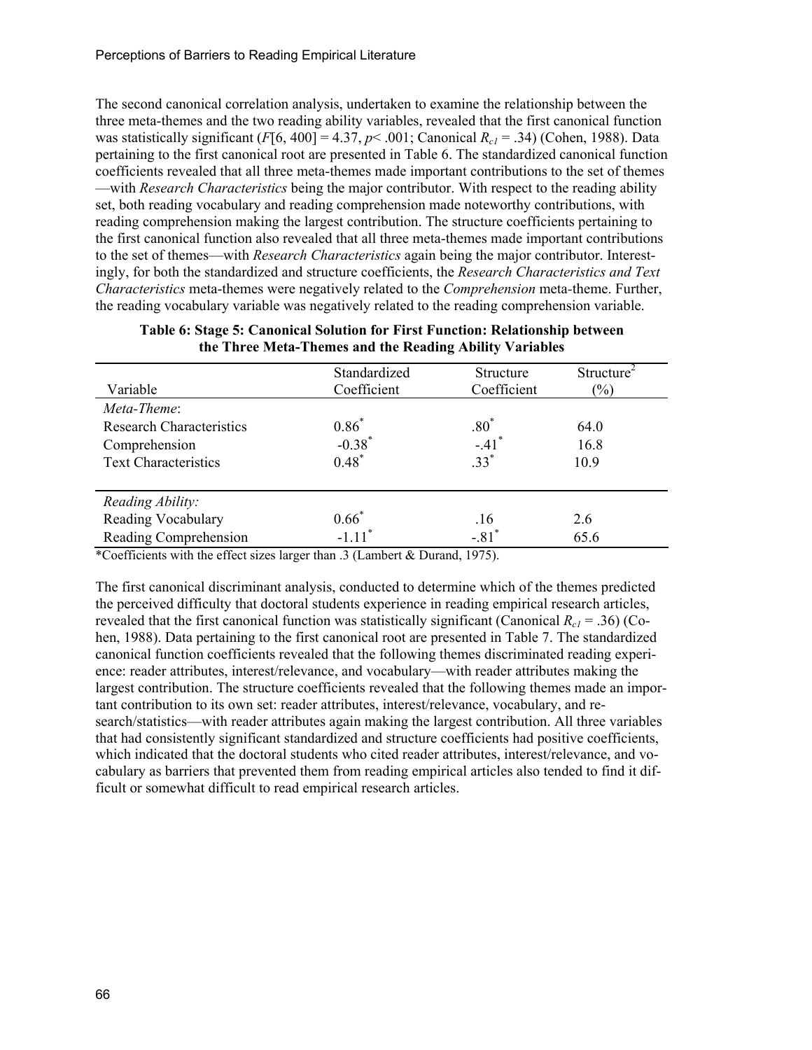The second canonical correlation analysis, undertaken to examine the relationship between the three meta-themes and the two reading ability variables, revealed that the first canonical function was statistically significant ($F$[6, 400] = 4.37, $p$< .001; Canonical $R_{c1}$ = .34) (Cohen, 1988). Data pertaining to the first canonical root are presented in Table 6. The standardized canonical function coefficients revealed that all three meta-themes made important contributions to the set of themes—with *Research Characteristics* being the major contributor. With respect to the reading ability set, both reading vocabulary and reading comprehension made noteworthy contributions, with reading comprehension making the largest contribution. The structure coefficients pertaining to the first canonical function also revealed that all three meta-themes made important contributions to the set of themes—with *Research Characteristics* again being the major contributor. Interestingly, for both the standardized and structure coefficients, the *Research Characteristics and Text Characteristics* meta-themes were negatively related to the *Comprehension* meta-theme. Further, the reading vocabulary variable was negatively related to the reading comprehension variable.

**Table 6: Stage 5: Canonical Solution for First Function: Relationship between the Three Meta-Themes and the Reading Ability Variables**

| Variable | Standardized Coefficient | Structure Coefficient | $Structure^2$ (%) |
|---|---|---|---|
| *Meta-Theme*: | | | |
| Research Characteristics | 0.86* | .80* | 64.0 |
| Comprehension | -0.38* | -.41* | 16.8 |
| Text Characteristics | 0.48* | .33* | 10.9 |
| *Reading Ability:* | | | |
| Reading Vocabulary | 0.66* | .16 | 2.6 |
| Reading Comprehension | -1.11* | -.81* | 65.6 |

*Coefficients with the effect sizes larger than .3 (Lambert & Durand, 1975).

The first canonical discriminant analysis, conducted to determine which of the themes predicted the perceived difficulty that doctoral students experience in reading empirical research articles, revealed that the first canonical function was statistically significant (Canonical $R_{c1}$ = .36) (Cohen, 1988). Data pertaining to the first canonical root are presented in Table 7. The standardized canonical function coefficients revealed that the following themes discriminated reading experience: reader attributes, interest/relevance, and vocabulary—with reader attributes making the largest contribution. The structure coefficients revealed that the following themes made an important contribution to its own set: reader attributes, interest/relevance, vocabulary, and research/statistics—with reader attributes again making the largest contribution. All three variables that had consistently significant standardized and structure coefficients had positive coefficients, which indicated that the doctoral students who cited reader attributes, interest/relevance, and vocabulary as barriers that prevented them from reading empirical articles also tended to find it difficult or somewhat difficult to read empirical research articles.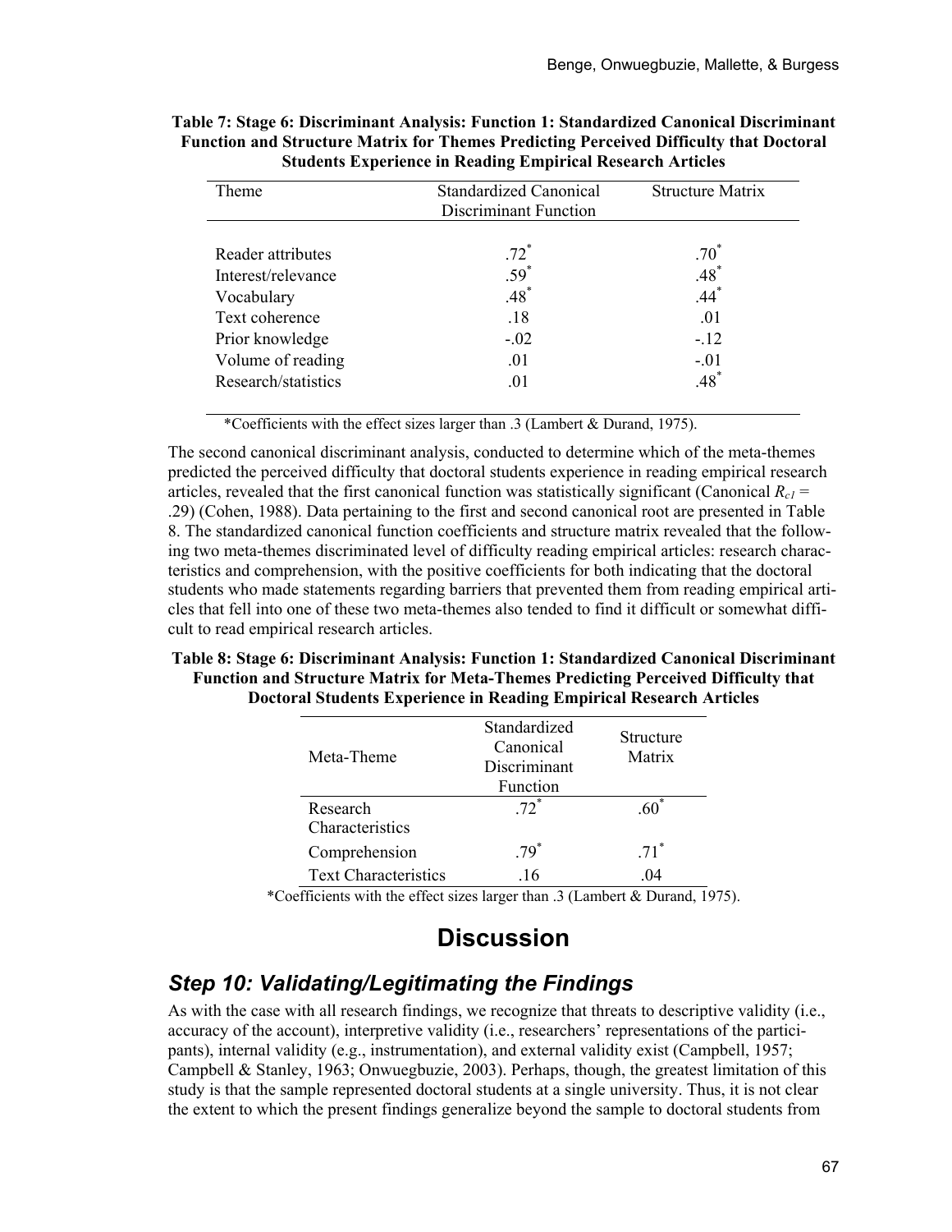**Table 7: Stage 6: Discriminant Analysis: Function 1: Standardized Canonical Discriminant Function and Structure Matrix for Themes Predicting Perceived Difficulty that Doctoral Students Experience in Reading Empirical Research Articles**

| Theme | Standardized Canonical Discriminant Function | Structure Matrix |
|---|---|---|
| Reader attributes | .72* | .70* |
| Interest/relevance | .59* | .48* |
| Vocabulary | .48* | .44* |
| Text coherence | .18 | .01 |
| Prior knowledge | -.02 | -.12 |
| Volume of reading | .01 | -.01 |
| Research/statistics | .01 | .48* |

*Coefficients with the effect sizes larger than .3 (Lambert & Durand, 1975).

The second canonical discriminant analysis, conducted to determine which of the meta-themes predicted the perceived difficulty that doctoral students experience in reading empirical research articles, revealed that the first canonical function was statistically significant (Canonical $R_{c1}$ = .29) (Cohen, 1988). Data pertaining to the first and second canonical root are presented in Table 8. The standardized canonical function coefficients and structure matrix revealed that the following two meta-themes discriminated level of difficulty reading empirical articles: research characteristics and comprehension, with the positive coefficients for both indicating that the doctoral students who made statements regarding barriers that prevented them from reading empirical articles that fell into one of these two meta-themes also tended to find it difficult or somewhat difficult to read empirical research articles.

**Table 8: Stage 6: Discriminant Analysis: Function 1: Standardized Canonical Discriminant Function and Structure Matrix for Meta-Themes Predicting Perceived Difficulty that Doctoral Students Experience in Reading Empirical Research Articles**

| Meta-Theme | Standardized Canonical Discriminant Function | Structure Matrix |
|---|---|---|
| Research Characteristics | .72* | .60* |
| Comprehension | .79* | .71* |
| Text Characteristics | .16 | .04 |

*Coefficients with the effect sizes larger than .3 (Lambert & Durand, 1975).

# Discussion

## Step 10: Validating/Legitimating the Findings

As with the case with all research findings, we recognize that threats to descriptive validity (i.e., accuracy of the account), interpretive validity (i.e., researchers' representations of the participants), internal validity (e.g., instrumentation), and external validity exist (Campbell, 1957; Campbell & Stanley, 1963; Onwuegbuzie, 2003). Perhaps, though, the greatest limitation of this study is that the sample represented doctoral students at a single university. Thus, it is not clear the extent to which the present findings generalize beyond the sample to doctoral students from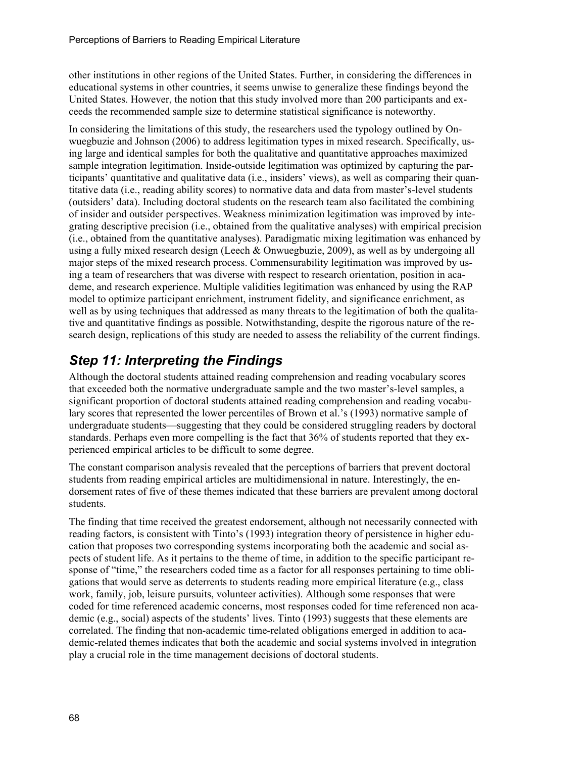other institutions in other regions of the United States. Further, in considering the differences in educational systems in other countries, it seems unwise to generalize these findings beyond the United States. However, the notion that this study involved more than 200 participants and exceeds the recommended sample size to determine statistical significance is noteworthy.

In considering the limitations of this study, the researchers used the typology outlined by Onwuegbuzie and Johnson (2006) to address legitimation types in mixed research. Specifically, using large and identical samples for both the qualitative and quantitative approaches maximized sample integration legitimation. Inside-outside legitimation was optimized by capturing the participants' quantitative and qualitative data (i.e., insiders' views), as well as comparing their quantitative data (i.e., reading ability scores) to normative data and data from master's-level students (outsiders' data). Including doctoral students on the research team also facilitated the combining of insider and outsider perspectives. Weakness minimization legitimation was improved by integrating descriptive precision (i.e., obtained from the qualitative analyses) with empirical precision (i.e., obtained from the quantitative analyses). Paradigmatic mixing legitimation was enhanced by using a fully mixed research design (Leech & Onwuegbuzie, 2009), as well as by undergoing all major steps of the mixed research process. Commensurability legitimation was improved by using a team of researchers that was diverse with respect to research orientation, position in academe, and research experience. Multiple validities legitimation was enhanced by using the RAP model to optimize participant enrichment, instrument fidelity, and significance enrichment, as well as by using techniques that addressed as many threats to the legitimation of both the qualitative and quantitative findings as possible. Notwithstanding, despite the rigorous nature of the research design, replications of this study are needed to assess the reliability of the current findings.

## *Step 11: Interpreting the Findings*

Although the doctoral students attained reading comprehension and reading vocabulary scores that exceeded both the normative undergraduate sample and the two master's-level samples, a significant proportion of doctoral students attained reading comprehension and reading vocabulary scores that represented the lower percentiles of Brown et al.'s (1993) normative sample of undergraduate students—suggesting that they could be considered struggling readers by doctoral standards. Perhaps even more compelling is the fact that 36% of students reported that they experienced empirical articles to be difficult to some degree.

The constant comparison analysis revealed that the perceptions of barriers that prevent doctoral students from reading empirical articles are multidimensional in nature. Interestingly, the endorsement rates of five of these themes indicated that these barriers are prevalent among doctoral students.

The finding that time received the greatest endorsement, although not necessarily connected with reading factors, is consistent with Tinto's (1993) integration theory of persistence in higher education that proposes two corresponding systems incorporating both the academic and social aspects of student life. As it pertains to the theme of time, in addition to the specific participant response of "time," the researchers coded time as a factor for all responses pertaining to time obligations that would serve as deterrents to students reading more empirical literature (e.g., class work, family, job, leisure pursuits, volunteer activities). Although some responses that were coded for time referenced academic concerns, most responses coded for time referenced non academic (e.g., social) aspects of the students' lives. Tinto (1993) suggests that these elements are correlated. The finding that non-academic time-related obligations emerged in addition to academic-related themes indicates that both the academic and social systems involved in integration play a crucial role in the time management decisions of doctoral students.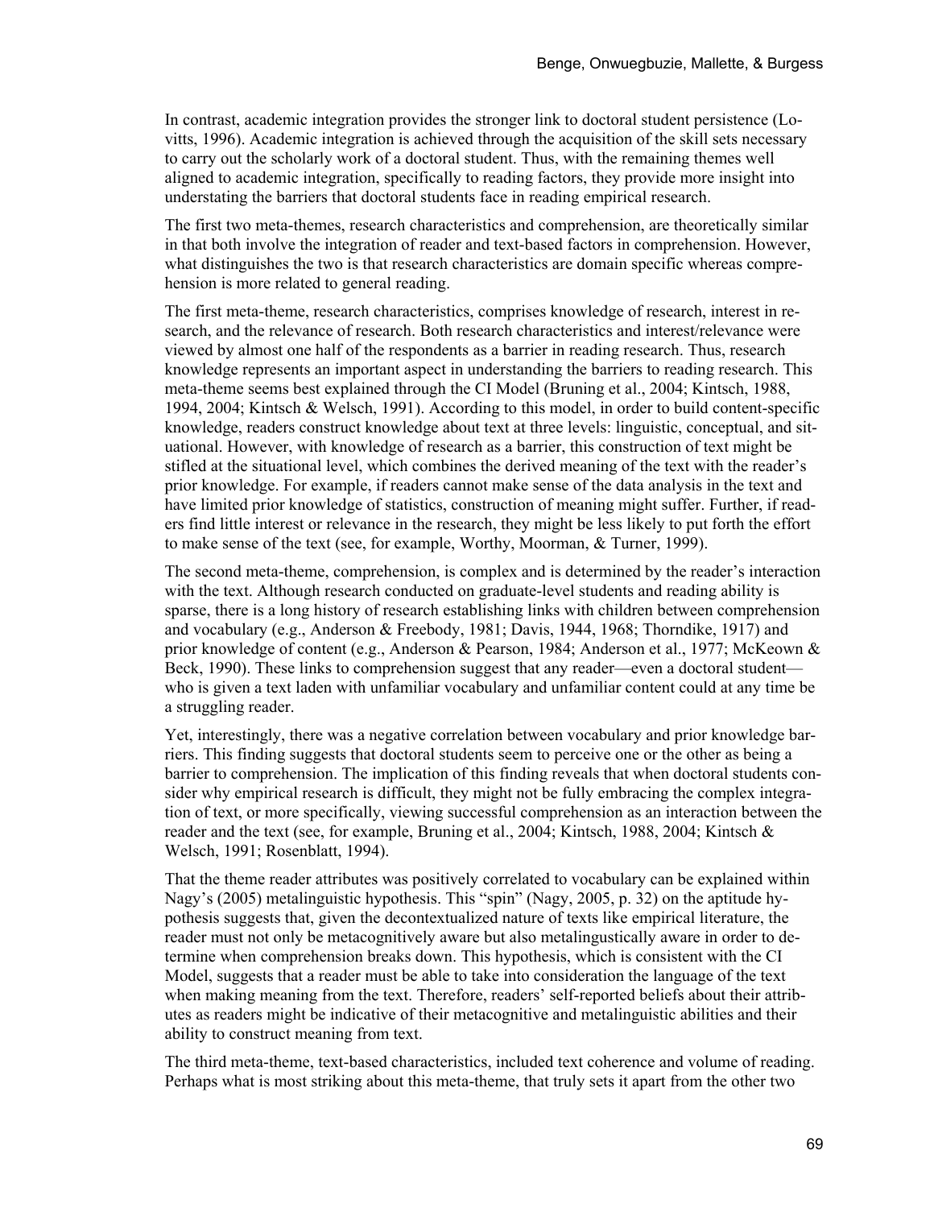In contrast, academic integration provides the stronger link to doctoral student persistence (Lovitts, 1996). Academic integration is achieved through the acquisition of the skill sets necessary to carry out the scholarly work of a doctoral student. Thus, with the remaining themes well aligned to academic integration, specifically to reading factors, they provide more insight into understating the barriers that doctoral students face in reading empirical research.

The first two meta-themes, research characteristics and comprehension, are theoretically similar in that both involve the integration of reader and text-based factors in comprehension. However, what distinguishes the two is that research characteristics are domain specific whereas comprehension is more related to general reading.

The first meta-theme, research characteristics, comprises knowledge of research, interest in research, and the relevance of research. Both research characteristics and interest/relevance were viewed by almost one half of the respondents as a barrier in reading research. Thus, research knowledge represents an important aspect in understanding the barriers to reading research. This meta-theme seems best explained through the CI Model (Bruning et al., 2004; Kintsch, 1988, 1994, 2004; Kintsch & Welsch, 1991). According to this model, in order to build content-specific knowledge, readers construct knowledge about text at three levels: linguistic, conceptual, and situational. However, with knowledge of research as a barrier, this construction of text might be stifled at the situational level, which combines the derived meaning of the text with the reader's prior knowledge. For example, if readers cannot make sense of the data analysis in the text and have limited prior knowledge of statistics, construction of meaning might suffer. Further, if readers find little interest or relevance in the research, they might be less likely to put forth the effort to make sense of the text (see, for example, Worthy, Moorman, & Turner, 1999).

The second meta-theme, comprehension, is complex and is determined by the reader's interaction with the text. Although research conducted on graduate-level students and reading ability is sparse, there is a long history of research establishing links with children between comprehension and vocabulary (e.g., Anderson & Freebody, 1981; Davis, 1944, 1968; Thorndike, 1917) and prior knowledge of content (e.g., Anderson & Pearson, 1984; Anderson et al., 1977; McKeown & Beck, 1990). These links to comprehension suggest that any reader—even a doctoral student—who is given a text laden with unfamiliar vocabulary and unfamiliar content could at any time be a struggling reader.

Yet, interestingly, there was a negative correlation between vocabulary and prior knowledge barriers. This finding suggests that doctoral students seem to perceive one or the other as being a barrier to comprehension. The implication of this finding reveals that when doctoral students consider why empirical research is difficult, they might not be fully embracing the complex integration of text, or more specifically, viewing successful comprehension as an interaction between the reader and the text (see, for example, Bruning et al., 2004; Kintsch, 1988, 2004; Kintsch & Welsch, 1991; Rosenblatt, 1994).

That the theme reader attributes was positively correlated to vocabulary can be explained within Nagy's (2005) metalinguistic hypothesis. This "spin" (Nagy, 2005, p. 32) on the aptitude hypothesis suggests that, given the decontextualized nature of texts like empirical literature, the reader must not only be metacognitively aware but also metalingustically aware in order to determine when comprehension breaks down. This hypothesis, which is consistent with the CI Model, suggests that a reader must be able to take into consideration the language of the text when making meaning from the text. Therefore, readers' self-reported beliefs about their attributes as readers might be indicative of their metacognitive and metalinguistic abilities and their ability to construct meaning from text.

The third meta-theme, text-based characteristics, included text coherence and volume of reading. Perhaps what is most striking about this meta-theme, that truly sets it apart from the other two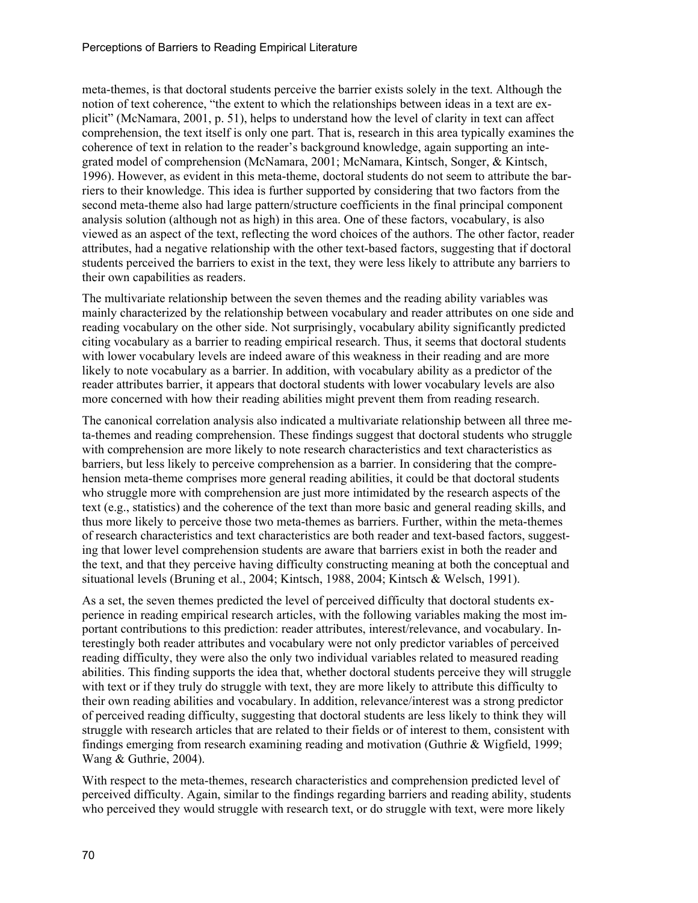meta-themes, is that doctoral students perceive the barrier exists solely in the text. Although the notion of text coherence, "the extent to which the relationships between ideas in a text are explicit" (McNamara, 2001, p. 51), helps to understand how the level of clarity in text can affect comprehension, the text itself is only one part. That is, research in this area typically examines the coherence of text in relation to the reader's background knowledge, again supporting an integrated model of comprehension (McNamara, 2001; McNamara, Kintsch, Songer, & Kintsch, 1996). However, as evident in this meta-theme, doctoral students do not seem to attribute the barriers to their knowledge. This idea is further supported by considering that two factors from the second meta-theme also had large pattern/structure coefficients in the final principal component analysis solution (although not as high) in this area. One of these factors, vocabulary, is also viewed as an aspect of the text, reflecting the word choices of the authors. The other factor, reader attributes, had a negative relationship with the other text-based factors, suggesting that if doctoral students perceived the barriers to exist in the text, they were less likely to attribute any barriers to their own capabilities as readers.

The multivariate relationship between the seven themes and the reading ability variables was mainly characterized by the relationship between vocabulary and reader attributes on one side and reading vocabulary on the other side. Not surprisingly, vocabulary ability significantly predicted citing vocabulary as a barrier to reading empirical research. Thus, it seems that doctoral students with lower vocabulary levels are indeed aware of this weakness in their reading and are more likely to note vocabulary as a barrier. In addition, with vocabulary ability as a predictor of the reader attributes barrier, it appears that doctoral students with lower vocabulary levels are also more concerned with how their reading abilities might prevent them from reading research.

The canonical correlation analysis also indicated a multivariate relationship between all three meta-themes and reading comprehension. These findings suggest that doctoral students who struggle with comprehension are more likely to note research characteristics and text characteristics as barriers, but less likely to perceive comprehension as a barrier. In considering that the comprehension meta-theme comprises more general reading abilities, it could be that doctoral students who struggle more with comprehension are just more intimidated by the research aspects of the text (e.g., statistics) and the coherence of the text than more basic and general reading skills, and thus more likely to perceive those two meta-themes as barriers. Further, within the meta-themes of research characteristics and text characteristics are both reader and text-based factors, suggesting that lower level comprehension students are aware that barriers exist in both the reader and the text, and that they perceive having difficulty constructing meaning at both the conceptual and situational levels (Bruning et al., 2004; Kintsch, 1988, 2004; Kintsch & Welsch, 1991).

As a set, the seven themes predicted the level of perceived difficulty that doctoral students experience in reading empirical research articles, with the following variables making the most important contributions to this prediction: reader attributes, interest/relevance, and vocabulary. Interestingly both reader attributes and vocabulary were not only predictor variables of perceived reading difficulty, they were also the only two individual variables related to measured reading abilities. This finding supports the idea that, whether doctoral students perceive they will struggle with text or if they truly do struggle with text, they are more likely to attribute this difficulty to their own reading abilities and vocabulary. In addition, relevance/interest was a strong predictor of perceived reading difficulty, suggesting that doctoral students are less likely to think they will struggle with research articles that are related to their fields or of interest to them, consistent with findings emerging from research examining reading and motivation (Guthrie & Wigfield, 1999; Wang & Guthrie, 2004).

With respect to the meta-themes, research characteristics and comprehension predicted level of perceived difficulty. Again, similar to the findings regarding barriers and reading ability, students who perceived they would struggle with research text, or do struggle with text, were more likely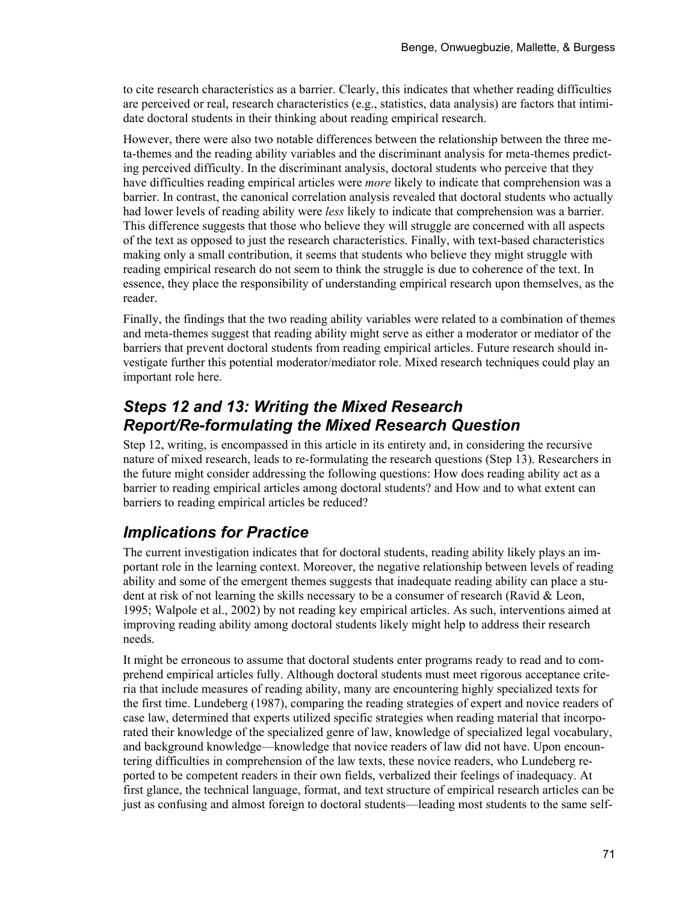to cite research characteristics as a barrier. Clearly, this indicates that whether reading difficulties are perceived or real, research characteristics (e.g., statistics, data analysis) are factors that intimidate doctoral students in their thinking about reading empirical research.

However, there were also two notable differences between the relationship between the three meta-themes and the reading ability variables and the discriminant analysis for meta-themes predicting perceived difficulty. In the discriminant analysis, doctoral students who perceive that they have difficulties reading empirical articles were *more* likely to indicate that comprehension was a barrier. In contrast, the canonical correlation analysis revealed that doctoral students who actually had lower levels of reading ability were *less* likely to indicate that comprehension was a barrier. This difference suggests that those who believe they will struggle are concerned with all aspects of the text as opposed to just the research characteristics. Finally, with text-based characteristics making only a small contribution, it seems that students who believe they might struggle with reading empirical research do not seem to think the struggle is due to coherence of the text. In essence, they place the responsibility of understanding empirical research upon themselves, as the reader.

Finally, the findings that the two reading ability variables were related to a combination of themes and meta-themes suggest that reading ability might serve as either a moderator or mediator of the barriers that prevent doctoral students from reading empirical articles. Future research should investigate further this potential moderator/mediator role. Mixed research techniques could play an important role here.

## Steps 12 and 13: Writing the Mixed Research Report/Re-formulating the Mixed Research Question

Step 12, writing, is encompassed in this article in its entirety and, in considering the recursive nature of mixed research, leads to re-formulating the research questions (Step 13). Researchers in the future might consider addressing the following questions: How does reading ability act as a barrier to reading empirical articles among doctoral students? and How and to what extent can barriers to reading empirical articles be reduced?

## Implications for Practice

The current investigation indicates that for doctoral students, reading ability likely plays an important role in the learning context. Moreover, the negative relationship between levels of reading ability and some of the emergent themes suggests that inadequate reading ability can place a student at risk of not learning the skills necessary to be a consumer of research (Ravid & Leon, 1995; Walpole et al., 2002) by not reading key empirical articles. As such, interventions aimed at improving reading ability among doctoral students likely might help to address their research needs.

It might be erroneous to assume that doctoral students enter programs ready to read and to comprehend empirical articles fully. Although doctoral students must meet rigorous acceptance criteria that include measures of reading ability, many are encountering highly specialized texts for the first time. Lundeberg (1987), comparing the reading strategies of expert and novice readers of case law, determined that experts utilized specific strategies when reading material that incorporated their knowledge of the specialized genre of law, knowledge of specialized legal vocabulary, and background knowledge—knowledge that novice readers of law did not have. Upon encountering difficulties in comprehension of the law texts, these novice readers, who Lundeberg reported to be competent readers in their own fields, verbalized their feelings of inadequacy. At first glance, the technical language, format, and text structure of empirical research articles can be just as confusing and almost foreign to doctoral students—leading most students to the same self-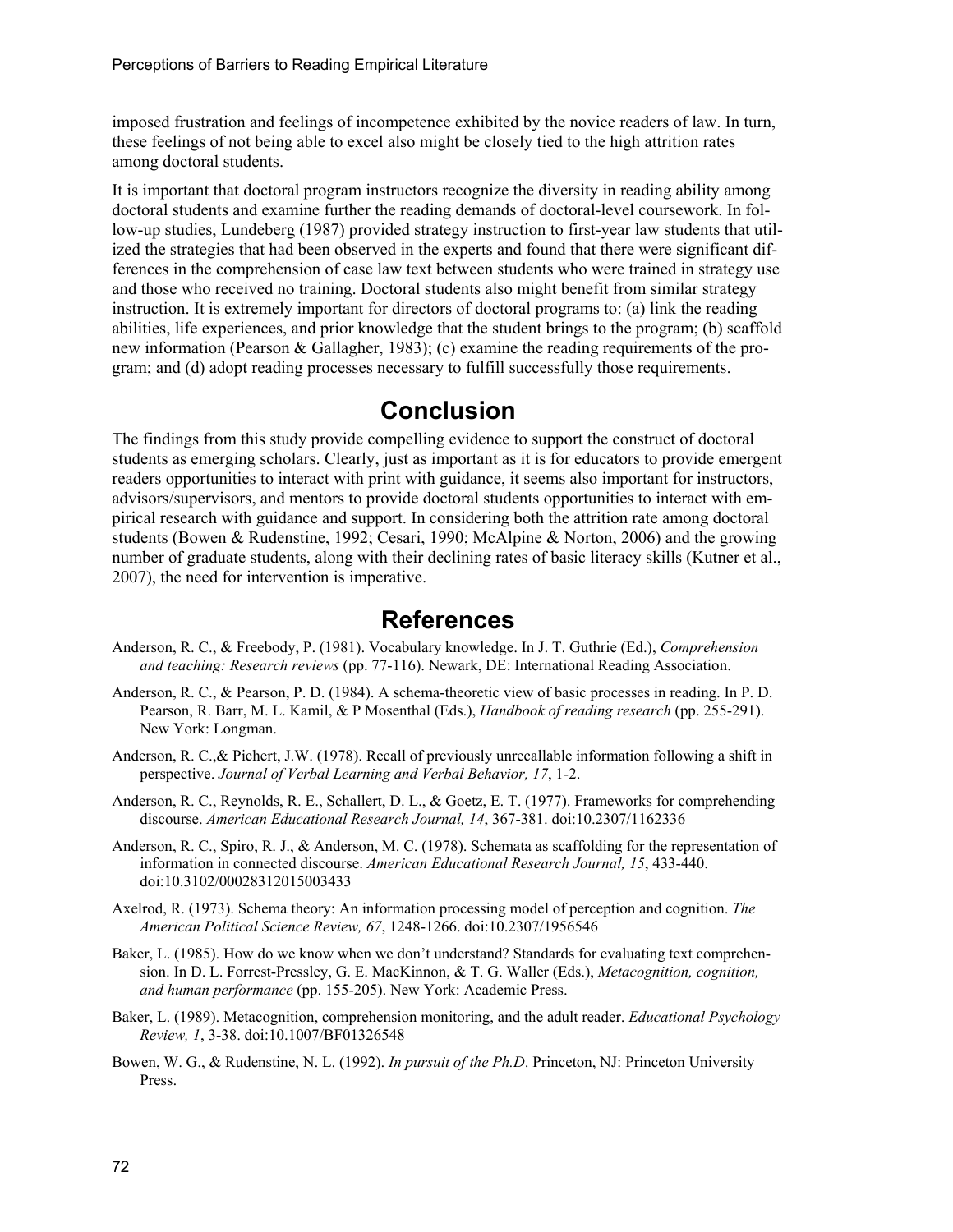imposed frustration and feelings of incompetence exhibited by the novice readers of law. In turn, these feelings of not being able to excel also might be closely tied to the high attrition rates among doctoral students.

It is important that doctoral program instructors recognize the diversity in reading ability among doctoral students and examine further the reading demands of doctoral-level coursework. In follow-up studies, Lundeberg (1987) provided strategy instruction to first-year law students that utilized the strategies that had been observed in the experts and found that there were significant differences in the comprehension of case law text between students who were trained in strategy use and those who received no training. Doctoral students also might benefit from similar strategy instruction. It is extremely important for directors of doctoral programs to: (a) link the reading abilities, life experiences, and prior knowledge that the student brings to the program; (b) scaffold new information (Pearson & Gallagher, 1983); (c) examine the reading requirements of the program; and (d) adopt reading processes necessary to fulfill successfully those requirements.

## Conclusion

The findings from this study provide compelling evidence to support the construct of doctoral students as emerging scholars. Clearly, just as important as it is for educators to provide emergent readers opportunities to interact with print with guidance, it seems also important for instructors, advisors/supervisors, and mentors to provide doctoral students opportunities to interact with empirical research with guidance and support. In considering both the attrition rate among doctoral students (Bowen & Rudenstine, 1992; Cesari, 1990; McAlpine & Norton, 2006) and the growing number of graduate students, along with their declining rates of basic literacy skills (Kutner et al., 2007), the need for intervention is imperative.

## References

Anderson, R. C., & Freebody, P. (1981). Vocabulary knowledge. In J. T. Guthrie (Ed.), *Comprehension and teaching: Research reviews* (pp. 77-116). Newark, DE: International Reading Association.

Anderson, R. C., & Pearson, P. D. (1984). A schema-theoretic view of basic processes in reading. In P. D. Pearson, R. Barr, M. L. Kamil, & P Mosenthal (Eds.), *Handbook of reading research* (pp. 255-291). New York: Longman.

Anderson, R. C.,& Pichert, J.W. (1978). Recall of previously unrecallable information following a shift in perspective. *Journal of Verbal Learning and Verbal Behavior, 17*, 1-2.

Anderson, R. C., Reynolds, R. E., Schallert, D. L., & Goetz, E. T. (1977). Frameworks for comprehending discourse. *American Educational Research Journal, 14*, 367-381. doi:10.2307/1162336

Anderson, R. C., Spiro, R. J., & Anderson, M. C. (1978). Schemata as scaffolding for the representation of information in connected discourse. *American Educational Research Journal, 15*, 433-440. doi:10.3102/00028312015003433

Axelrod, R. (1973). Schema theory: An information processing model of perception and cognition. *The American Political Science Review, 67*, 1248-1266. doi:10.2307/1956546

Baker, L. (1985). How do we know when we don't understand? Standards for evaluating text comprehension. In D. L. Forrest-Pressley, G. E. MacKinnon, & T. G. Waller (Eds.), *Metacognition, cognition, and human performance* (pp. 155-205). New York: Academic Press.

Baker, L. (1989). Metacognition, comprehension monitoring, and the adult reader. *Educational Psychology Review, 1*, 3-38. doi:10.1007/BF01326548

Bowen, W. G., & Rudenstine, N. L. (1992). *In pursuit of the Ph.D*. Princeton, NJ: Princeton University Press.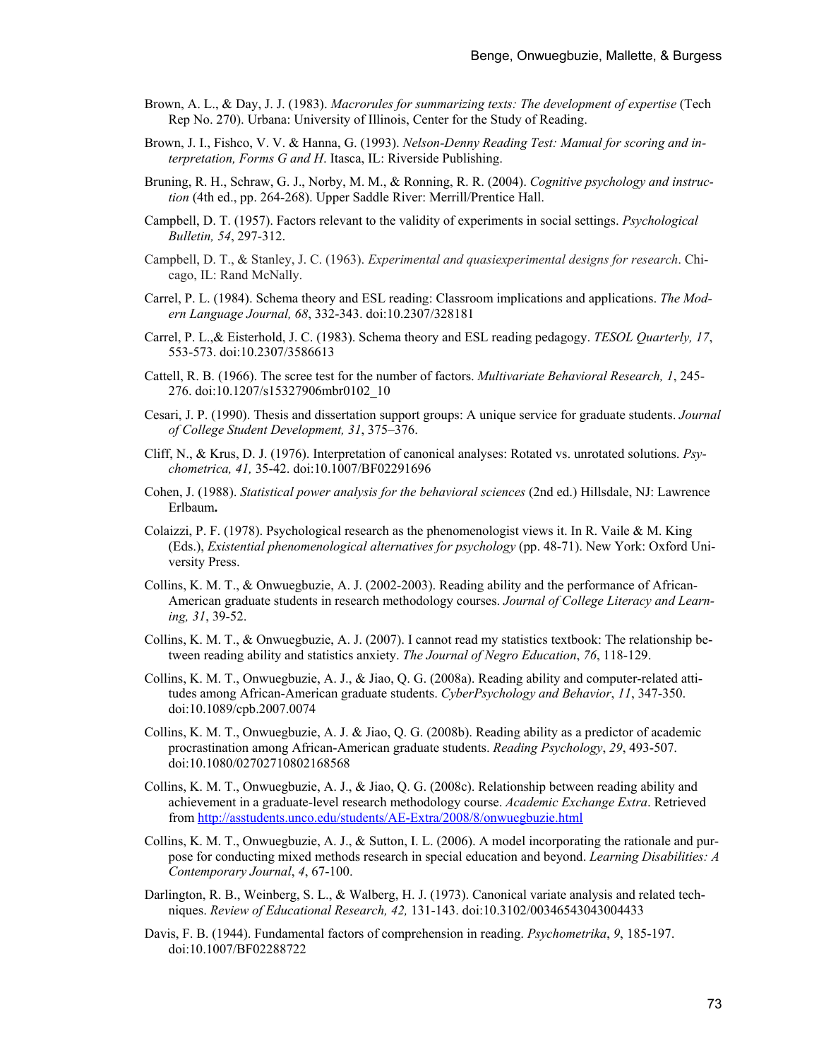Brown, A. L., & Day, J. J. (1983). *Macrorules for summarizing texts: The development of expertise* (Tech Rep No. 270). Urbana: University of Illinois, Center for the Study of Reading.

Brown, J. I., Fishco, V. V. & Hanna, G. (1993). *Nelson-Denny Reading Test: Manual for scoring and interpretation, Forms G and H*. Itasca, IL: Riverside Publishing.

Bruning, R. H., Schraw, G. J., Norby, M. M., & Ronning, R. R. (2004). *Cognitive psychology and instruction* (4th ed., pp. 264-268). Upper Saddle River: Merrill/Prentice Hall.

Campbell, D. T. (1957). Factors relevant to the validity of experiments in social settings. *Psychological Bulletin, 54*, 297-312.

Campbell, D. T., & Stanley, J. C. (1963). *Experimental and quasiexperimental designs for research*. Chicago, IL: Rand McNally.

Carrel, P. L. (1984). Schema theory and ESL reading: Classroom implications and applications. *The Modern Language Journal, 68*, 332-343. doi:10.2307/328181

Carrel, P. L.,& Eisterhold, J. C. (1983). Schema theory and ESL reading pedagogy. *TESOL Quarterly, 17*, 553-573. doi:10.2307/3586613

Cattell, R. B. (1966). The scree test for the number of factors. *Multivariate Behavioral Research, 1*, 245-276. doi:10.1207/s15327906mbr0102_10

Cesari, J. P. (1990). Thesis and dissertation support groups: A unique service for graduate students. *Journal of College Student Development, 31*, 375–376.

Cliff, N., & Krus, D. J. (1976). Interpretation of canonical analyses: Rotated vs. unrotated solutions. *Psychometrica, 41,* 35-42. doi:10.1007/BF02291696

Cohen, J. (1988). *Statistical power analysis for the behavioral sciences* (2nd ed.) Hillsdale, NJ: Lawrence Erlbaum**.**

Colaizzi, P. F. (1978). Psychological research as the phenomenologist views it. In R. Vaile & M. King (Eds.), *Existential phenomenological alternatives for psychology* (pp. 48-71). New York: Oxford University Press.

Collins, K. M. T., & Onwuegbuzie, A. J. (2002-2003). Reading ability and the performance of African-American graduate students in research methodology courses. *Journal of College Literacy and Learning, 31*, 39-52.

Collins, K. M. T., & Onwuegbuzie, A. J. (2007). I cannot read my statistics textbook: The relationship between reading ability and statistics anxiety. *The Journal of Negro Education*, *76*, 118-129.

Collins, K. M. T., Onwuegbuzie, A. J., & Jiao, Q. G. (2008a). Reading ability and computer-related attitudes among African-American graduate students. *CyberPsychology and Behavior*, *11*, 347-350. doi:10.1089/cpb.2007.0074

Collins, K. M. T., Onwuegbuzie, A. J. & Jiao, Q. G. (2008b). Reading ability as a predictor of academic procrastination among African-American graduate students. *Reading Psychology*, *29*, 493-507. doi:10.1080/02702710802168568

Collins, K. M. T., Onwuegbuzie, A. J., & Jiao, Q. G. (2008c). Relationship between reading ability and achievement in a graduate-level research methodology course. *Academic Exchange Extra*. Retrieved from http://asstudents.unco.edu/students/AE-Extra/2008/8/onwuegbuzie.html

Collins, K. M. T., Onwuegbuzie, A. J., & Sutton, I. L. (2006). A model incorporating the rationale and purpose for conducting mixed methods research in special education and beyond. *Learning Disabilities: A Contemporary Journal*, *4*, 67-100.

Darlington, R. B., Weinberg, S. L., & Walberg, H. J. (1973). Canonical variate analysis and related techniques. *Review of Educational Research, 42,* 131-143. doi:10.3102/00346543043004433

Davis, F. B. (1944). Fundamental factors of comprehension in reading. *Psychometrika*, *9*, 185-197. doi:10.1007/BF02288722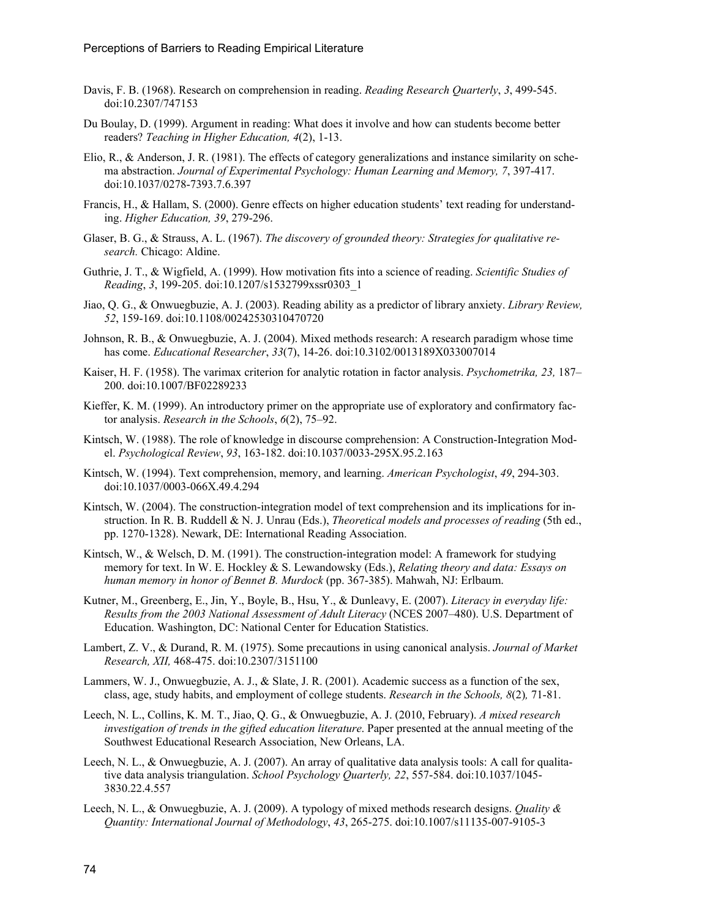Davis, F. B. (1968). Research on comprehension in reading. *Reading Research Quarterly*, *3*, 499-545. doi:10.2307/747153

Du Boulay, D. (1999). Argument in reading: What does it involve and how can students become better readers? *Teaching in Higher Education, 4*(2), 1-13.

Elio, R., & Anderson, J. R. (1981). The effects of category generalizations and instance similarity on schema abstraction. *Journal of Experimental Psychology: Human Learning and Memory, 7*, 397-417. doi:10.1037/0278-7393.7.6.397

Francis, H., & Hallam, S. (2000). Genre effects on higher education students' text reading for understanding. *Higher Education, 39*, 279-296.

Glaser, B. G., & Strauss, A. L. (1967). *The discovery of grounded theory: Strategies for qualitative research.* Chicago: Aldine.

Guthrie, J. T., & Wigfield, A. (1999). How motivation fits into a science of reading. *Scientific Studies of Reading*, *3*, 199-205. doi:10.1207/s1532799xssr0303_1

Jiao, Q. G., & Onwuegbuzie, A. J. (2003). Reading ability as a predictor of library anxiety. *Library Review, 52*, 159-169. doi:10.1108/00242530310470720

Johnson, R. B., & Onwuegbuzie, A. J. (2004). Mixed methods research: A research paradigm whose time has come. *Educational Researcher*, *33*(7), 14-26. doi:10.3102/0013189X033007014

Kaiser, H. F. (1958). The varimax criterion for analytic rotation in factor analysis. *Psychometrika, 23,* 187–200. doi:10.1007/BF02289233

Kieffer, K. M. (1999). An introductory primer on the appropriate use of exploratory and confirmatory factor analysis. *Research in the Schools*, *6*(2), 75–92.

Kintsch, W. (1988). The role of knowledge in discourse comprehension: A Construction-Integration Model. *Psychological Review*, *93*, 163-182. doi:10.1037/0033-295X.95.2.163

Kintsch, W. (1994). Text comprehension, memory, and learning. *American Psychologist*, *49*, 294-303. doi:10.1037/0003-066X.49.4.294

Kintsch, W. (2004). The construction-integration model of text comprehension and its implications for instruction. In R. B. Ruddell & N. J. Unrau (Eds.), *Theoretical models and processes of reading* (5th ed., pp. 1270-1328). Newark, DE: International Reading Association.

Kintsch, W., & Welsch, D. M. (1991). The construction-integration model: A framework for studying memory for text. In W. E. Hockley & S. Lewandowsky (Eds.), *Relating theory and data: Essays on human memory in honor of Bennet B. Murdock* (pp. 367-385). Mahwah, NJ: Erlbaum.

Kutner, M., Greenberg, E., Jin, Y., Boyle, B., Hsu, Y., & Dunleavy, E. (2007). *Literacy in everyday life: Results from the 2003 National Assessment of Adult Literacy* (NCES 2007–480). U.S. Department of Education. Washington, DC: National Center for Education Statistics.

Lambert, Z. V., & Durand, R. M. (1975). Some precautions in using canonical analysis. *Journal of Market Research, XII,* 468-475. doi:10.2307/3151100

Lammers, W. J., Onwuegbuzie, A. J., & Slate, J. R. (2001). Academic success as a function of the sex, class, age, study habits, and employment of college students. *Research in the Schools, 8*(2)*,* 71-81.

Leech, N. L., Collins, K. M. T., Jiao, Q. G., & Onwuegbuzie, A. J. (2010, February). *A mixed research investigation of trends in the gifted education literature*. Paper presented at the annual meeting of the Southwest Educational Research Association, New Orleans, LA.

Leech, N. L., & Onwuegbuzie, A. J. (2007). An array of qualitative data analysis tools: A call for qualitative data analysis triangulation. *School Psychology Quarterly, 22*, 557-584. doi:10.1037/1045-3830.22.4.557

Leech, N. L., & Onwuegbuzie, A. J. (2009). A typology of mixed methods research designs. *Quality & Quantity: International Journal of Methodology*, *43*, 265-275. doi:10.1007/s11135-007-9105-3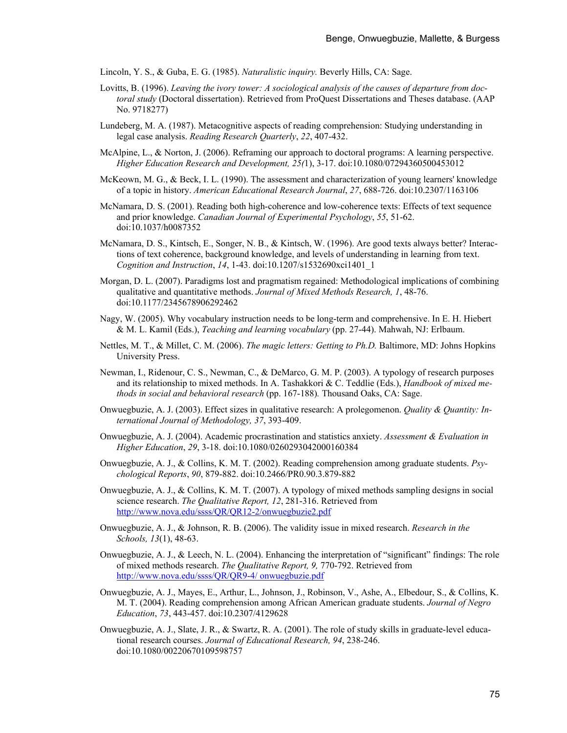Lincoln, Y. S., & Guba, E. G. (1985). *Naturalistic inquiry.* Beverly Hills, CA: Sage.

Lovitts, B. (1996). *Leaving the ivory tower: A sociological analysis of the causes of departure from doctoral study* (Doctoral dissertation). Retrieved from ProQuest Dissertations and Theses database. (AAP No. 9718277)

Lundeberg, M. A. (1987). Metacognitive aspects of reading comprehension: Studying understanding in legal case analysis. *Reading Research Quarterly*, *22*, 407-432.

McAlpine, L., & Norton, J. (2006). Reframing our approach to doctoral programs: A learning perspective. *Higher Education Research and Development, 25(*1), 3-17. doi:10.1080/07294360500453012

McKeown, M. G., & Beck, I. L. (1990). The assessment and characterization of young learners' knowledge of a topic in history. *American Educational Research Journal*, *27*, 688-726. doi:10.2307/1163106

McNamara, D. S. (2001). Reading both high-coherence and low-coherence texts: Effects of text sequence and prior knowledge. *Canadian Journal of Experimental Psychology*, *55*, 51-62. doi:10.1037/h0087352

McNamara, D. S., Kintsch, E., Songer, N. B., & Kintsch, W. (1996). Are good texts always better? Interactions of text coherence, background knowledge, and levels of understanding in learning from text. *Cognition and Instruction*, *14*, 1-43. doi:10.1207/s1532690xci1401_1

Morgan, D. L. (2007). Paradigms lost and pragmatism regained: Methodological implications of combining qualitative and quantitative methods. *Journal of Mixed Methods Research, 1*, 48-76. doi:10.1177/2345678906292462

Nagy, W. (2005). Why vocabulary instruction needs to be long-term and comprehensive. In E. H. Hiebert & M. L. Kamil (Eds.), *Teaching and learning vocabulary* (pp. 27-44). Mahwah, NJ: Erlbaum.

Nettles, M. T., & Millet, C. M. (2006). *The magic letters: Getting to Ph.D.* Baltimore, MD: Johns Hopkins University Press.

Newman, I., Ridenour, C. S., Newman, C., & DeMarco, G. M. P. (2003). A typology of research purposes and its relationship to mixed methods. In A. Tashakkori & C. Teddlie (Eds.), *Handbook of mixed methods in social and behavioral research* (pp. 167-188)*.* Thousand Oaks, CA: Sage.

Onwuegbuzie, A. J. (2003). Effect sizes in qualitative research: A prolegomenon. *Quality & Quantity: International Journal of Methodology, 37*, 393-409.

Onwuegbuzie, A. J. (2004). Academic procrastination and statistics anxiety. *Assessment & Evaluation in Higher Education*, *29*, 3-18. doi:10.1080/0260293042000160384

Onwuegbuzie, A. J., & Collins, K. M. T. (2002). Reading comprehension among graduate students. *Psychological Reports*, *90*, 879-882. doi:10.2466/PR0.90.3.879-882

Onwuegbuzie, A. J., & Collins, K. M. T. (2007). A typology of mixed methods sampling designs in social science research. *The Qualitative Report, 12*, 281-316. Retrieved from http://www.nova.edu/ssss/QR/QR12-2/onwuegbuzie2.pdf

Onwuegbuzie, A. J., & Johnson, R. B. (2006). The validity issue in mixed research. *Research in the Schools, 13*(1), 48-63.

Onwuegbuzie, A. J., & Leech, N. L. (2004). Enhancing the interpretation of "significant" findings: The role of mixed methods research. *The Qualitative Report, 9,* 770-792. Retrieved from http://www.nova.edu/ssss/QR/QR9-4/ onwuegbuzie.pdf

Onwuegbuzie, A. J., Mayes, E., Arthur, L., Johnson, J., Robinson, V., Ashe, A., Elbedour, S., & Collins, K. M. T. (2004). Reading comprehension among African American graduate students. *Journal of Negro Education*, *73*, 443-457. doi:10.2307/4129628

Onwuegbuzie, A. J., Slate, J. R., & Swartz, R. A. (2001). The role of study skills in graduate-level educational research courses. *Journal of Educational Research, 94*, 238-246. doi:10.1080/00220670109598757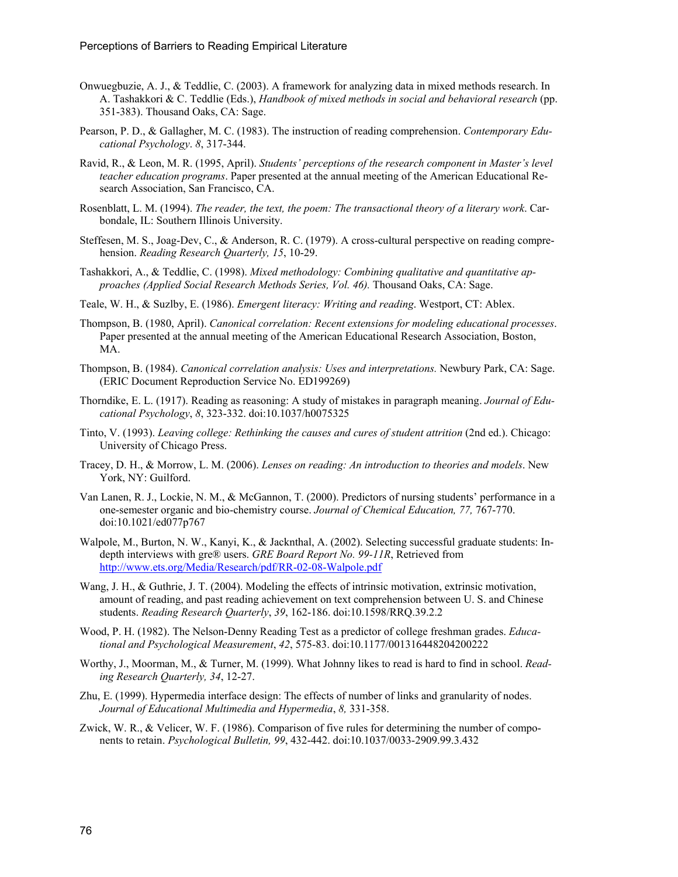Onwuegbuzie, A. J., & Teddlie, C. (2003). A framework for analyzing data in mixed methods research. In A. Tashakkori & C. Teddlie (Eds.), *Handbook of mixed methods in social and behavioral research* (pp. 351-383). Thousand Oaks, CA: Sage.

Pearson, P. D., & Gallagher, M. C. (1983). The instruction of reading comprehension. *Contemporary Educational Psychology*. *8*, 317-344.

Ravid, R., & Leon, M. R. (1995, April). *Students' perceptions of the research component in Master's level teacher education programs*. Paper presented at the annual meeting of the American Educational Research Association, San Francisco, CA.

Rosenblatt, L. M. (1994). *The reader, the text, the poem: The transactional theory of a literary work*. Carbondale, IL: Southern Illinois University.

Steffesen, M. S., Joag-Dev, C., & Anderson, R. C. (1979). A cross-cultural perspective on reading comprehension. *Reading Research Quarterly, 15*, 10-29.

Tashakkori, A., & Teddlie, C. (1998). *Mixed methodology: Combining qualitative and quantitative approaches (Applied Social Research Methods Series, Vol. 46).* Thousand Oaks, CA: Sage.

Teale, W. H., & Suzlby, E. (1986). *Emergent literacy: Writing and reading*. Westport, CT: Ablex.

Thompson, B. (1980, April). *Canonical correlation: Recent extensions for modeling educational processes*. Paper presented at the annual meeting of the American Educational Research Association, Boston, MA.

Thompson, B. (1984). *Canonical correlation analysis: Uses and interpretations.* Newbury Park, CA: Sage. (ERIC Document Reproduction Service No. ED199269)

Thorndike, E. L. (1917). Reading as reasoning: A study of mistakes in paragraph meaning. *Journal of Educational Psychology*, *8*, 323-332. doi:10.1037/h0075325

Tinto, V. (1993). *Leaving college: Rethinking the causes and cures of student attrition* (2nd ed.). Chicago: University of Chicago Press.

Tracey, D. H., & Morrow, L. M. (2006). *Lenses on reading: An introduction to theories and models*. New York, NY: Guilford.

Van Lanen, R. J., Lockie, N. M., & McGannon, T. (2000). Predictors of nursing students' performance in a one-semester organic and bio-chemistry course. *Journal of Chemical Education, 77,* 767-770. doi:10.1021/ed077p767

Walpole, M., Burton, N. W., Kanyi, K., & Jackenthal, A. (2002). Selecting successful graduate students: In-depth interviews with gre® users. *GRE Board Report No. 99-11R*, Retrieved from http://www.ets.org/Media/Research/pdf/RR-02-08-Walpole.pdf

Wang, J. H., & Guthrie, J. T. (2004). Modeling the effects of intrinsic motivation, extrinsic motivation, amount of reading, and past reading achievement on text comprehension between U. S. and Chinese students. *Reading Research Quarterly*, *39*, 162-186. doi:10.1598/RRQ.39.2.2

Wood, P. H. (1982). The Nelson-Denny Reading Test as a predictor of college freshman grades. *Educational and Psychological Measurement*, *42*, 575-83. doi:10.1177/001316448204200222

Worthy, J., Moorman, M., & Turner, M. (1999). What Johnny likes to read is hard to find in school. *Reading Research Quarterly, 34*, 12-27.

Zhu, E. (1999). Hypermedia interface design: The effects of number of links and granularity of nodes. *Journal of Educational Multimedia and Hypermedia*, *8,* 331-358.

Zwick, W. R., & Velicer, W. F. (1986). Comparison of five rules for determining the number of components to retain. *Psychological Bulletin, 99*, 432-442. doi:10.1037/0033-2909.99.3.432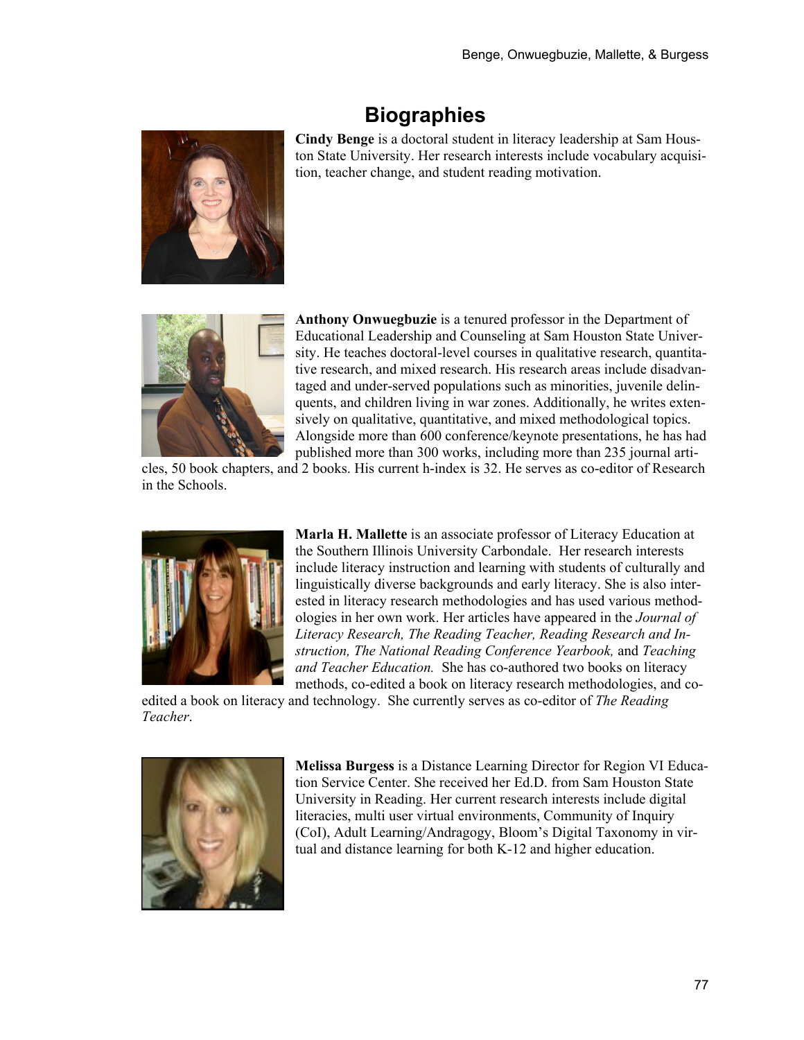# Biographies

**Cindy Benge** is a doctoral student in literacy leadership at Sam Houston State University. Her research interests include vocabulary acquisition, teacher change, and student reading motivation.

**Anthony Onwuegbuzie** is a tenured professor in the Department of Educational Leadership and Counseling at Sam Houston State University. He teaches doctoral-level courses in qualitative research, quantitative research, and mixed research. His research areas include disadvantaged and under-served populations such as minorities, juvenile delinquents, and children living in war zones. Additionally, he writes extensively on qualitative, quantitative, and mixed methodological topics. Alongside more than 600 conference/keynote presentations, he has had published more than 300 works, including more than 235 journal articles, 50 book chapters, and 2 books. His current h-index is 32. He serves as co-editor of Research in the Schools.

**Marla H. Mallette** is an associate professor of Literacy Education at the Southern Illinois University Carbondale. Her research interests include literacy instruction and learning with students of culturally and linguistically diverse backgrounds and early literacy. She is also interested in literacy research methodologies and has used various methodologies in her own work. Her articles have appeared in the *Journal of Literacy Research, The Reading Teacher, Reading Research and Instruction, The National Reading Conference Yearbook,* and *Teaching and Teacher Education.* She has co-authored two books on literacy methods, co-edited a book on literacy research methodologies, and co-edited a book on literacy and technology. She currently serves as co-editor of *The Reading Teacher*.

**Melissa Burgess** is a Distance Learning Director for Region VI Education Service Center. She received her Ed.D. from Sam Houston State University in Reading. Her current research interests include digital literacies, multi user virtual environments, Community of Inquiry (CoI), Adult Learning/Andragogy, Bloom's Digital Taxonomy in virtual and distance learning for both K-12 and higher education.